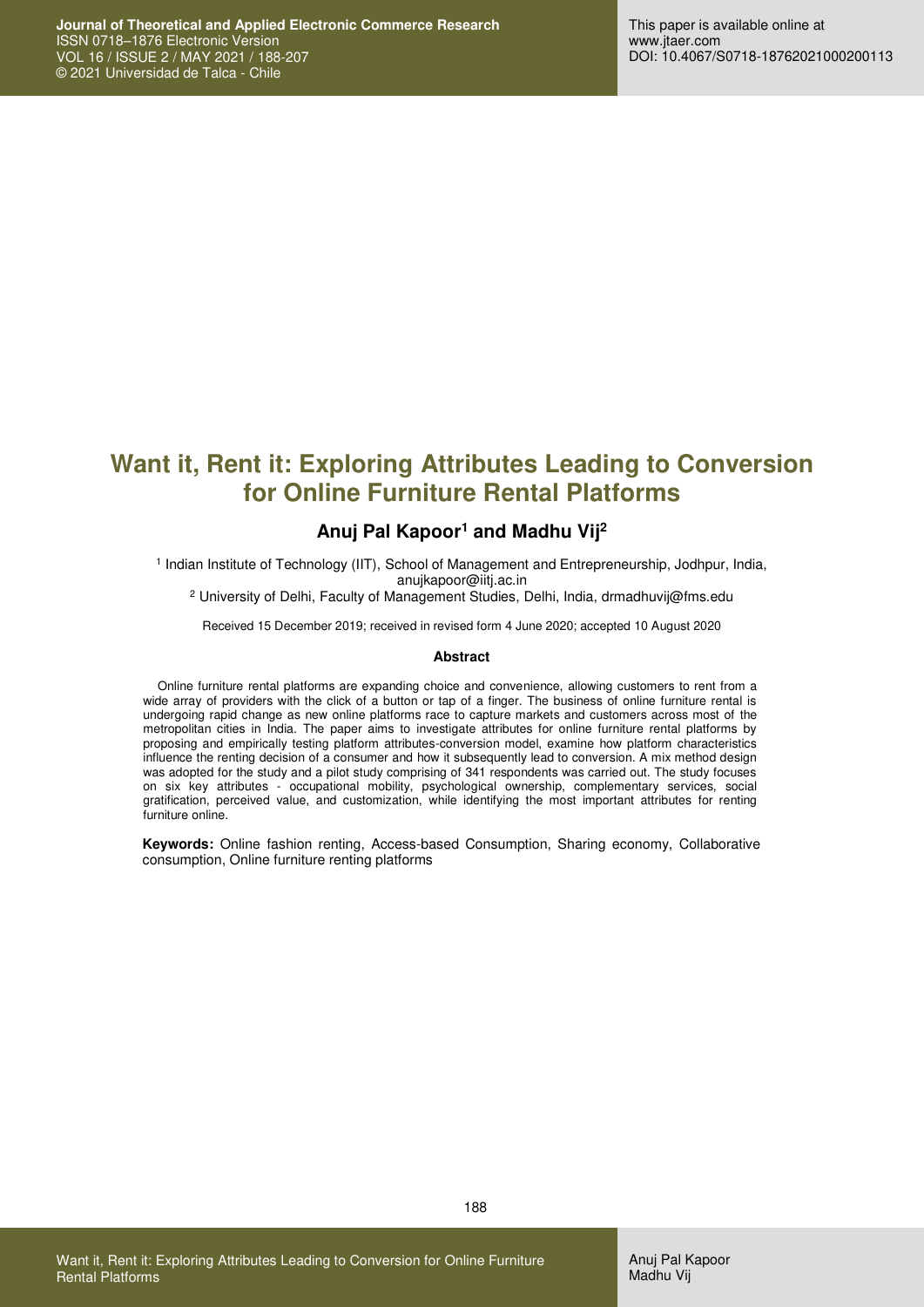# Want it, Rent it: Exploring Attributes Leading to Conversion for Online Furniture Rental Platforms

**Anuj Pal Kapoor[1] and Madhu Vij[2]**

[1] Indian Institute of Technology (IIT), School of Management and Entrepreneurship, Jodhpur, India, anujkapoor@iitj.ac.in

[2] University of Delhi, Faculty of Management Studies, Delhi, India, drmadhuvij@fms.edu

Received 15 December 2019; received in revised form 4 June 2020; accepted 10 August 2020

### Abstract

Online furniture rental platforms are expanding choice and convenience, allowing customers to rent from a wide array of providers with the click of a button or tap of a finger. The business of online furniture rental is undergoing rapid change as new online platforms race to capture markets and customers across most of the metropolitan cities in India. The paper aims to investigate attributes for online furniture rental platforms by proposing and empirically testing platform attributes-conversion model, examine how platform characteristics influence the renting decision of a consumer and how it subsequently lead to conversion. A mix method design was adopted for the study and a pilot study comprising of 341 respondents was carried out. The study focuses on six key attributes - occupational mobility, psychological ownership, complementary services, social gratification, perceived value, and customization, while identifying the most important attributes for renting furniture online.

**Keywords:** Online fashion renting, Access-based Consumption, Sharing economy, Collaborative consumption, Online furniture renting platforms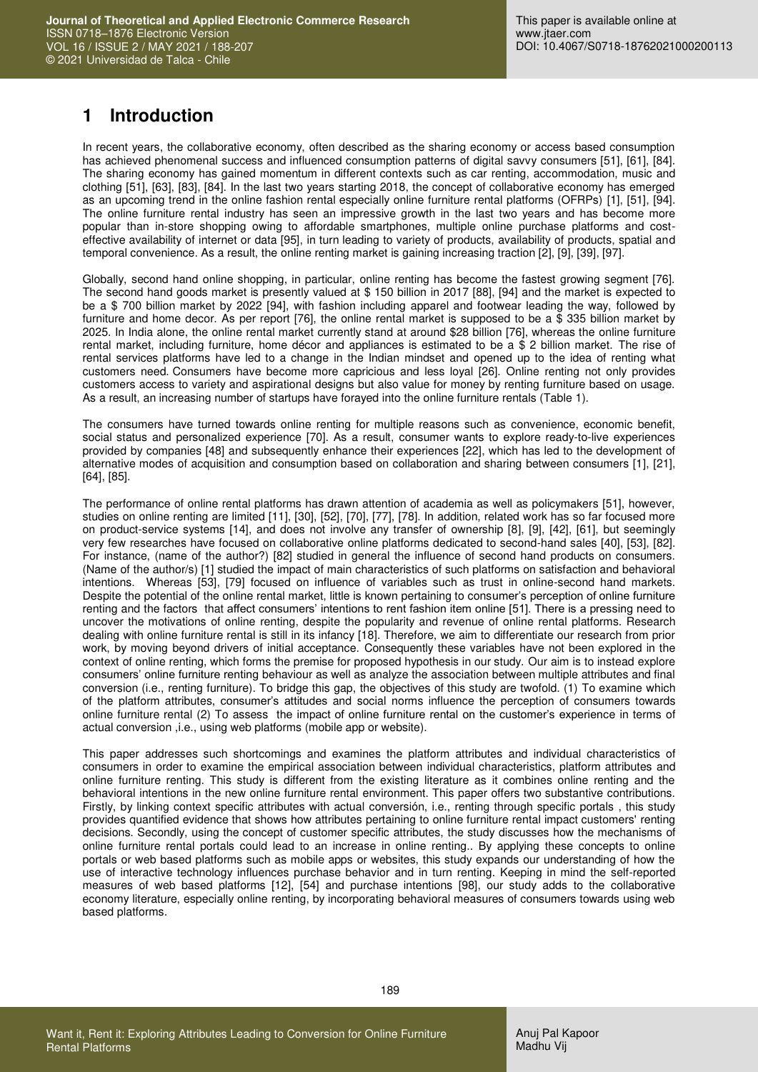# 1 Introduction

In recent years, the collaborative economy, often described as the sharing economy or access based consumption has achieved phenomenal success and influenced consumption patterns of digital savvy consumers [51], [61], [84]. The sharing economy has gained momentum in different contexts such as car renting, accommodation, music and clothing [51], [63], [83], [84]. In the last two years starting 2018, the concept of collaborative economy has emerged as an upcoming trend in the online fashion rental especially online furniture rental platforms (OFRPs) [1], [51], [94]. The online furniture rental industry has seen an impressive growth in the last two years and has become more popular than in-store shopping owing to affordable smartphones, multiple online purchase platforms and cost-effective availability of internet or data [95], in turn leading to variety of products, availability of products, spatial and temporal convenience. As a result, the online renting market is gaining increasing traction [2], [9], [39], [97].

Globally, second hand online shopping, in particular, online renting has become the fastest growing segment [76]. The second hand goods market is presently valued at \$ 150 billion in 2017 [88], [94] and the market is expected to be a \$ 700 billion market by 2022 [94], with fashion including apparel and footwear leading the way, followed by furniture and home decor. As per report [76], the online rental market is supposed to be a \$ 335 billion market by 2025. In India alone, the online rental market currently stand at around \$28 billion [76], whereas the online furniture rental market, including furniture, home décor and appliances is estimated to be a \$ 2 billion market. The rise of rental services platforms have led to a change in the Indian mindset and opened up to the idea of renting what customers need. Consumers have become more capricious and less loyal [26]. Online renting not only provides customers access to variety and aspirational designs but also value for money by renting furniture based on usage. As a result, an increasing number of startups have forayed into the online furniture rentals (Table 1).

The consumers have turned towards online renting for multiple reasons such as convenience, economic benefit, social status and personalized experience [70]. As a result, consumer wants to explore ready-to-live experiences provided by companies [48] and subsequently enhance their experiences [22], which has led to the development of alternative modes of acquisition and consumption based on collaboration and sharing between consumers [1], [21], [64], [85].

The performance of online rental platforms has drawn attention of academia as well as policymakers [51], however, studies on online renting are limited [11], [30], [52], [70], [77], [78]. In addition, related work has so far focused more on product-service systems [14], and does not involve any transfer of ownership [8], [9], [42], [61], but seemingly very few researches have focused on collaborative online platforms dedicated to second-hand sales [40], [53], [82]. For instance, (name of the author?) [82] studied in general the influence of second hand products on consumers. (Name of the author/s) [1] studied the impact of main characteristics of such platforms on satisfaction and behavioral intentions. Whereas [53], [79] focused on influence of variables such as trust in online-second hand markets. Despite the potential of the online rental market, little is known pertaining to consumer's perception of online furniture renting and the factors that affect consumers' intentions to rent fashion item online [51]. There is a pressing need to uncover the motivations of online renting, despite the popularity and revenue of online rental platforms. Research dealing with online furniture rental is still in its infancy [18]. Therefore, we aim to differentiate our research from prior work, by moving beyond drivers of initial acceptance. Consequently these variables have not been explored in the context of online renting, which forms the premise for proposed hypothesis in our study. Our aim is to instead explore consumers' online furniture renting behaviour as well as analyze the association between multiple attributes and final conversion (i.e., renting furniture). To bridge this gap, the objectives of this study are twofold. (1) To examine which of the platform attributes, consumer's attitudes and social norms influence the perception of consumers towards online furniture rental (2) To assess the impact of online furniture rental on the customer's experience in terms of actual conversion ,i.e., using web platforms (mobile app or website).

This paper addresses such shortcomings and examines the platform attributes and individual characteristics of consumers in order to examine the empirical association between individual characteristics, platform attributes and online furniture renting. This study is different from the existing literature as it combines online renting and the behavioral intentions in the new online furniture rental environment. This paper offers two substantive contributions. Firstly, by linking context specific attributes with actual conversión, i.e., renting through specific portals , this study provides quantified evidence that shows how attributes pertaining to online furniture rental impact customers' renting decisions. Secondly, using the concept of customer specific attributes, the study discusses how the mechanisms of online furniture rental portals could lead to an increase in online renting.. By applying these concepts to online portals or web based platforms such as mobile apps or websites, this study expands our understanding of how the use of interactive technology influences purchase behavior and in turn renting. Keeping in mind the self-reported measures of web based platforms [12], [54] and purchase intentions [98], our study adds to the collaborative economy literature, especially online renting, by incorporating behavioral measures of consumers towards using web based platforms.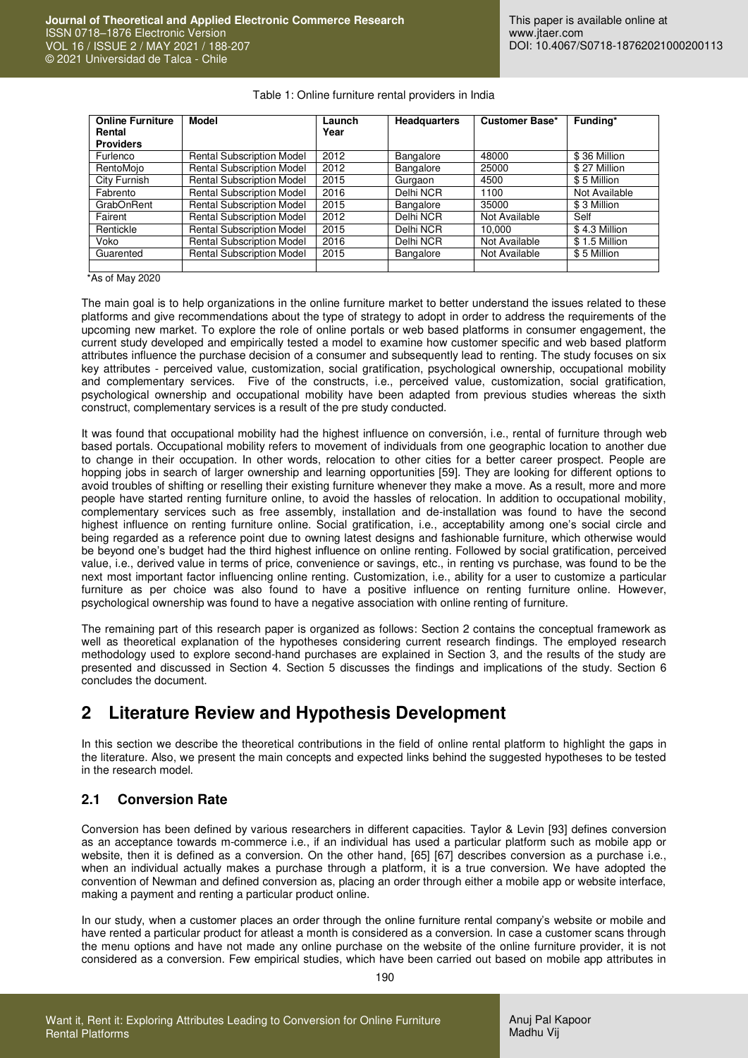Table 1: Online furniture rental providers in India

| Online Furniture Rental Providers | Model | Launch Year | Headquarters | Customer Base* | Funding* |
|---|---|---|---|---|---|
| Furlenco | Rental Subscription Model | 2012 | Bangalore | 48000 | $ 36 Million |
| RentoMojo | Rental Subscription Model | 2012 | Bangalore | 25000 | $ 27 Million |
| City Furnish | Rental Subscription Model | 2015 | Gurgaon | 4500 | $ 5 Million |
| Fabrento | Rental Subscription Model | 2016 | Delhi NCR | 1100 | Not Available |
| GrabOnRent | Rental Subscription Model | 2015 | Bangalore | 35000 | $ 3 Million |
| Fairent | Rental Subscription Model | 2012 | Delhi NCR | Not Available | Self |
| Rentickle | Rental Subscription Model | 2015 | Delhi NCR | 10,000 | $ 4.3 Million |
| Voko | Rental Subscription Model | 2016 | Delhi NCR | Not Available | $ 1.5 Million |
| Guarented | Rental Subscription Model | 2015 | Bangalore | Not Available | $ 5 Million |
| | | | | | |

*As of May 2020

The main goal is to help organizations in the online furniture market to better understand the issues related to these platforms and give recommendations about the type of strategy to adopt in order to address the requirements of the upcoming new market. To explore the role of online portals or web based platforms in consumer engagement, the current study developed and empirically tested a model to examine how customer specific and web based platform attributes influence the purchase decision of a consumer and subsequently lead to renting. The study focuses on six key attributes - perceived value, customization, social gratification, psychological ownership, occupational mobility and complementary services. Five of the constructs, i.e., perceived value, customization, social gratification, psychological ownership and occupational mobility have been adapted from previous studies whereas the sixth construct, complementary services is a result of the pre study conducted.

It was found that occupational mobility had the highest influence on conversión, i.e., rental of furniture through web based portals. Occupational mobility refers to movement of individuals from one geographic location to another due to change in their occupation. In other words, relocation to other cities for a better career prospect. People are hopping jobs in search of larger ownership and learning opportunities [59]. They are looking for different options to avoid troubles of shifting or reselling their existing furniture whenever they make a move. As a result, more and more people have started renting furniture online, to avoid the hassles of relocation. In addition to occupational mobility, complementary services such as free assembly, installation and de-installation was found to have the second highest influence on renting furniture online. Social gratification, i.e., acceptability among one's social circle and being regarded as a reference point due to owning latest designs and fashionable furniture, which otherwise would be beyond one's budget had the third highest influence on online renting. Followed by social gratification, perceived value, i.e., derived value in terms of price, convenience or savings, etc., in renting vs purchase, was found to be the next most important factor influencing online renting. Customization, i.e., ability for a user to customize a particular furniture as per choice was also found to have a positive influence on renting furniture online. However, psychological ownership was found to have a negative association with online renting of furniture.

The remaining part of this research paper is organized as follows: Section 2 contains the conceptual framework as well as theoretical explanation of the hypotheses considering current research findings. The employed research methodology used to explore second-hand purchases are explained in Section 3, and the results of the study are presented and discussed in Section 4. Section 5 discusses the findings and implications of the study. Section 6 concludes the document.

# 2 Literature Review and Hypothesis Development

In this section we describe the theoretical contributions in the field of online rental platform to highlight the gaps in the literature. Also, we present the main concepts and expected links behind the suggested hypotheses to be tested in the research model.

## 2.1 Conversion Rate

Conversion has been defined by various researchers in different capacities. Taylor & Levin [93] defines conversion as an acceptance towards m-commerce i.e., if an individual has used a particular platform such as mobile app or website, then it is defined as a conversion. On the other hand, [65] [67] describes conversion as a purchase i.e., when an individual actually makes a purchase through a platform, it is a true conversion. We have adopted the convention of Newman and defined conversion as, placing an order through either a mobile app or website interface, making a payment and renting a particular product online.

In our study, when a customer places an order through the online furniture rental company's website or mobile and have rented a particular product for atleast a month is considered as a conversion. In case a customer scans through the menu options and have not made any online purchase on the website of the online furniture provider, it is not considered as a conversion. Few empirical studies, which have been carried out based on mobile app attributes in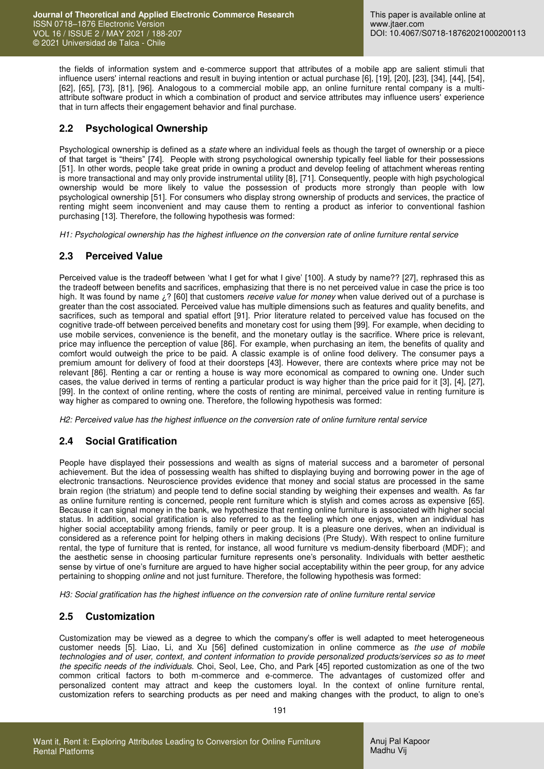the fields of information system and e-commerce support that attributes of a mobile app are salient stimuli that influence users' internal reactions and result in buying intention or actual purchase [6], [19], [20], [23], [34], [44], [54], [62], [65], [73], [81], [96]. Analogous to a commercial mobile app, an online furniture rental company is a multi-attribute software product in which a combination of product and service attributes may influence users' experience that in turn affects their engagement behavior and final purchase.

## 2.2 Psychological Ownership

Psychological ownership is defined as a *state* where an individual feels as though the target of ownership or a piece of that target is "theirs" [74]. People with strong psychological ownership typically feel liable for their possessions [51]. In other words, people take great pride in owning a product and develop feeling of attachment whereas renting is more transactional and may only provide instrumental utility [8], [71]. Consequently, people with high psychological ownership would be more likely to value the possession of products more strongly than people with low psychological ownership [51]. For consumers who display strong ownership of products and services, the practice of renting might seem inconvenient and may cause them to renting a product as inferior to conventional fashion purchasing [13]. Therefore, the following hypothesis was formed:

*H1: Psychological ownership has the highest influence on the conversion rate of online furniture rental service*

## 2.3 Perceived Value

Perceived value is the tradeoff between 'what I get for what I give' [100]. A study by name?? [27], rephrased this as the tradeoff between benefits and sacrifices, emphasizing that there is no net perceived value in case the price is too high. It was found by name ¿? [60] that customers *receive value for money* when value derived out of a purchase is greater than the cost associated. Perceived value has multiple dimensions such as features and quality benefits, and sacrifices, such as temporal and spatial effort [91]. Prior literature related to perceived value has focused on the cognitive trade-off between perceived benefits and monetary cost for using them [99]. For example, when deciding to use mobile services, convenience is the benefit, and the monetary outlay is the sacrifice. Where price is relevant, price may influence the perception of value [86]. For example, when purchasing an item, the benefits of quality and comfort would outweigh the price to be paid. A classic example is of online food delivery. The consumer pays a premium amount for delivery of food at their doorsteps [43]. However, there are contexts where price may not be relevant [86]. Renting a car or renting a house is way more economical as compared to owning one. Under such cases, the value derived in terms of renting a particular product is way higher than the price paid for it [3], [4], [27], [99]. In the context of online renting, where the costs of renting are minimal, perceived value in renting furniture is way higher as compared to owning one. Therefore, the following hypothesis was formed:

*H2: Perceived value has the highest influence on the conversion rate of online furniture rental service*

## 2.4 Social Gratification

People have displayed their possessions and wealth as signs of material success and a barometer of personal achievement. But the idea of possessing wealth has shifted to displaying buying and borrowing power in the age of electronic transactions. Neuroscience provides evidence that money and social status are processed in the same brain region (the striatum) and people tend to define social standing by weighing their expenses and wealth. As far as online furniture renting is concerned, people rent furniture which is stylish and comes across as expensive [65]. Because it can signal money in the bank, we hypothesize that renting online furniture is associated with higher social status. In addition, social gratification is also referred to as the feeling which one enjoys, when an individual has higher social acceptability among friends, family or peer group. It is a pleasure one derives, when an individual is considered as a reference point for helping others in making decisions (Pre Study). With respect to online furniture rental, the type of furniture that is rented, for instance, all wood furniture vs medium-density fiberboard (MDF); and the aesthetic sense in choosing particular furniture represents one's personality. Individuals with better aesthetic sense by virtue of one's furniture are argued to have higher social acceptability within the peer group, for any advice pertaining to shopping *online* and not just furniture. Therefore, the following hypothesis was formed:

*H3: Social gratification has the highest influence on the conversion rate of online furniture rental service*

## 2.5 Customization

Customization may be viewed as a degree to which the company's offer is well adapted to meet heterogeneous customer needs [5]. Liao, Li, and Xu [56] defined customization in online commerce as *the use of mobile technologies and of user, context, and content information to provide personalized products/services so as to meet the specific needs of the individuals*. Choi, Seol, Lee, Cho, and Park [45] reported customization as one of the two common critical factors to both m-commerce and e-commerce. The advantages of customized offer and personalized content may attract and keep the customers loyal. In the context of online furniture rental, customization refers to searching products as per need and making changes with the product, to align to one's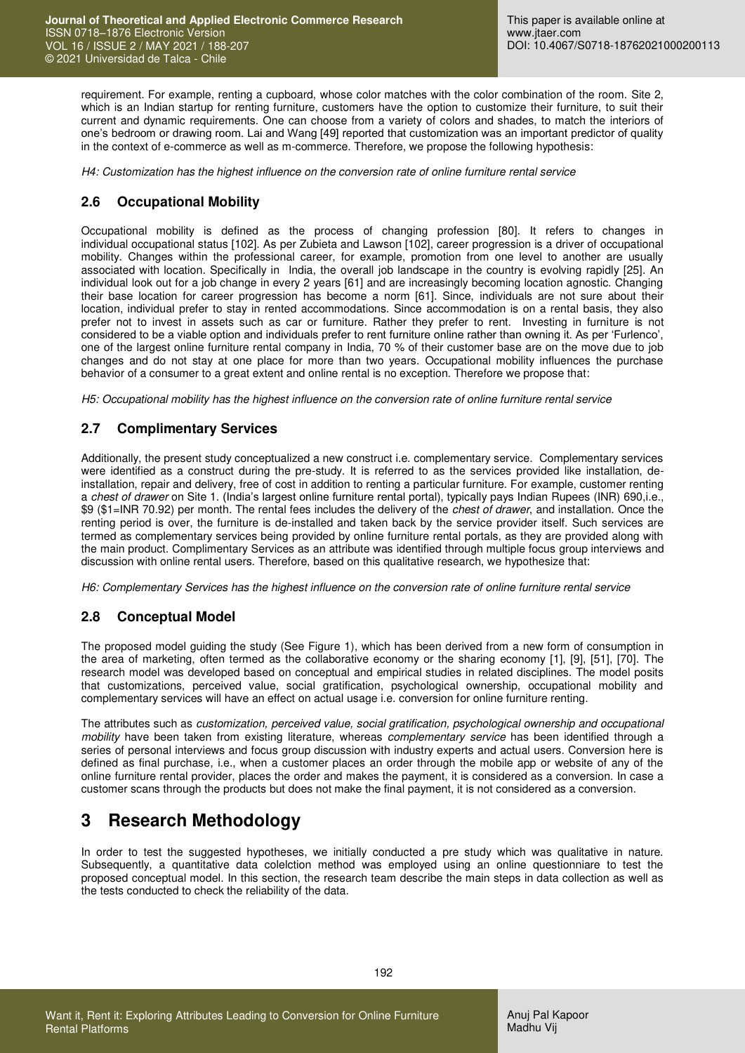requirement. For example, renting a cupboard, whose color matches with the color combination of the room. Site 2, which is an Indian startup for renting furniture, customers have the option to customize their furniture, to suit their current and dynamic requirements. One can choose from a variety of colors and shades, to match the interiors of one's bedroom or drawing room. Lai and Wang [49] reported that customization was an important predictor of quality in the context of e-commerce as well as m-commerce. Therefore, we propose the following hypothesis:

*H4: Customization has the highest influence on the conversion rate of online furniture rental service*

## 2.6 Occupational Mobility

Occupational mobility is defined as the process of changing profession [80]. It refers to changes in individual occupational status [102]. As per Zubieta and Lawson [102], career progression is a driver of occupational mobility. Changes within the professional career, for example, promotion from one level to another are usually associated with location. Specifically in India, the overall job landscape in the country is evolving rapidly [25]. An individual look out for a job change in every 2 years [61] and are increasingly becoming location agnostic. Changing their base location for career progression has become a norm [61]. Since, individuals are not sure about their location, individual prefer to stay in rented accommodations. Since accommodation is on a rental basis, they also prefer not to invest in assets such as car or furniture. Rather they prefer to rent. Investing in furniture is not considered to be a viable option and individuals prefer to rent furniture online rather than owning it. As per 'Furlenco', one of the largest online furniture rental company in India, 70 % of their customer base are on the move due to job changes and do not stay at one place for more than two years. Occupational mobility influences the purchase behavior of a consumer to a great extent and online rental is no exception. Therefore we propose that:

*H5: Occupational mobility has the highest influence on the conversion rate of online furniture rental service*

## 2.7 Complimentary Services

Additionally, the present study conceptualized a new construct i.e. complementary service. Complementary services were identified as a construct during the pre-study. It is referred to as the services provided like installation, de-installation, repair and delivery, free of cost in addition to renting a particular furniture. For example, customer renting a *chest of drawer* on Site 1. (India's largest online furniture rental portal), typically pays Indian Rupees (INR) 690,i.e., \$9 (\$1=INR 70.92) per month. The rental fees includes the delivery of the *chest of drawer*, and installation. Once the renting period is over, the furniture is de-installed and taken back by the service provider itself. Such services are termed as complementary services being provided by online furniture rental portals, as they are provided along with the main product. Complimentary Services as an attribute was identified through multiple focus group interviews and discussion with online rental users. Therefore, based on this qualitative research, we hypothesize that:

*H6: Complementary Services has the highest influence on the conversion rate of online furniture rental service*

## 2.8 Conceptual Model

The proposed model guiding the study (See Figure 1), which has been derived from a new form of consumption in the area of marketing, often termed as the collaborative economy or the sharing economy [1], [9], [51], [70]. The research model was developed based on conceptual and empirical studies in related disciplines. The model posits that customizations, perceived value, social gratification, psychological ownership, occupational mobility and complementary services will have an effect on actual usage i.e. conversion for online furniture renting.

The attributes such as *customization, perceived value, social gratification, psychological ownership and occupational mobility* have been taken from existing literature, whereas *complementary service* has been identified through a series of personal interviews and focus group discussion with industry experts and actual users. Conversion here is defined as final purchase, i.e., when a customer places an order through the mobile app or website of any of the online furniture rental provider, places the order and makes the payment, it is considered as a conversion. In case a customer scans through the products but does not make the final payment, it is not considered as a conversion.

# 3 Research Methodology

In order to test the suggested hypotheses, we initially conducted a pre study which was qualitative in nature. Subsequently, a quantitative data colelction method was employed using an online questionniare to test the proposed conceptual model. In this section, the research team describe the main steps in data collection as well as the tests conducted to check the reliability of the data.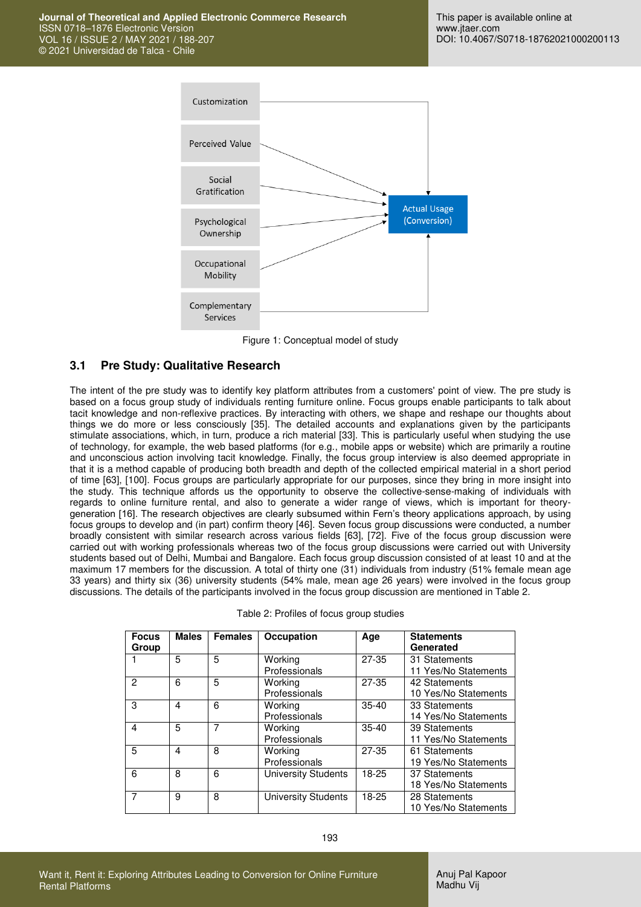Customization

Perceived Value

Social Gratification

Psychological Ownership

Occupational Mobility

Complementary Services

Actual Usage (Conversion)

Figure 1: Conceptual model of study

## 3.1 Pre Study: Qualitative Research

The intent of the pre study was to identify key platform attributes from a customers' point of view. The pre study is based on a focus group study of individuals renting furniture online. Focus groups enable participants to talk about tacit knowledge and non-reflexive practices. By interacting with others, we shape and reshape our thoughts about things we do more or less consciously [35]. The detailed accounts and explanations given by the participants stimulate associations, which, in turn, produce a rich material [33]. This is particularly useful when studying the use of technology, for example, the web based platforms (for e.g., mobile apps or website) which are primarily a routine and unconscious action involving tacit knowledge. Finally, the focus group interview is also deemed appropriate in that it is a method capable of producing both breadth and depth of the collected empirical material in a short period of time [63], [100]. Focus groups are particularly appropriate for our purposes, since they bring in more insight into the study. This technique affords us the opportunity to observe the collective-sense-making of individuals with regards to online furniture rental, and also to generate a wider range of views, which is important for theory-generation [16]. The research objectives are clearly subsumed within Fern's theory applications approach, by using focus groups to develop and (in part) confirm theory [46]. Seven focus group discussions were conducted, a number broadly consistent with similar research across various fields [63], [72]. Five of the focus group discussion were carried out with working professionals whereas two of the focus group discussions were carried out with University students based out of Delhi, Mumbai and Bangalore. Each focus group discussion consisted of at least 10 and at the maximum 17 members for the discussion. A total of thirty one (31) individuals from industry (51% female mean age 33 years) and thirty six (36) university students (54% male, mean age 26 years) were involved in the focus group discussions. The details of the participants involved in the focus group discussion are mentioned in Table 2.

Table 2: Profiles of focus group studies

| Focus Group | Males | Females | Occupation | Age | Statements Generated |
|---|---|---|---|---|---|
| 1 | 5 | 5 | Working Professionals | 27-35 | 31 Statements<br>11 Yes/No Statements |
| 2 | 6 | 5 | Working Professionals | 27-35 | 42 Statements<br>10 Yes/No Statements |
| 3 | 4 | 6 | Working Professionals | 35-40 | 33 Statements<br>14 Yes/No Statements |
| 4 | 5 | 7 | Working Professionals | 35-40 | 39 Statements<br>11 Yes/No Statements |
| 5 | 4 | 8 | Working Professionals | 27-35 | 61 Statements<br>19 Yes/No Statements |
| 6 | 8 | 6 | University Students | 18-25 | 37 Statements<br>18 Yes/No Statements |
| 7 | 9 | 8 | University Students | 18-25 | 28 Statements<br>10 Yes/No Statements |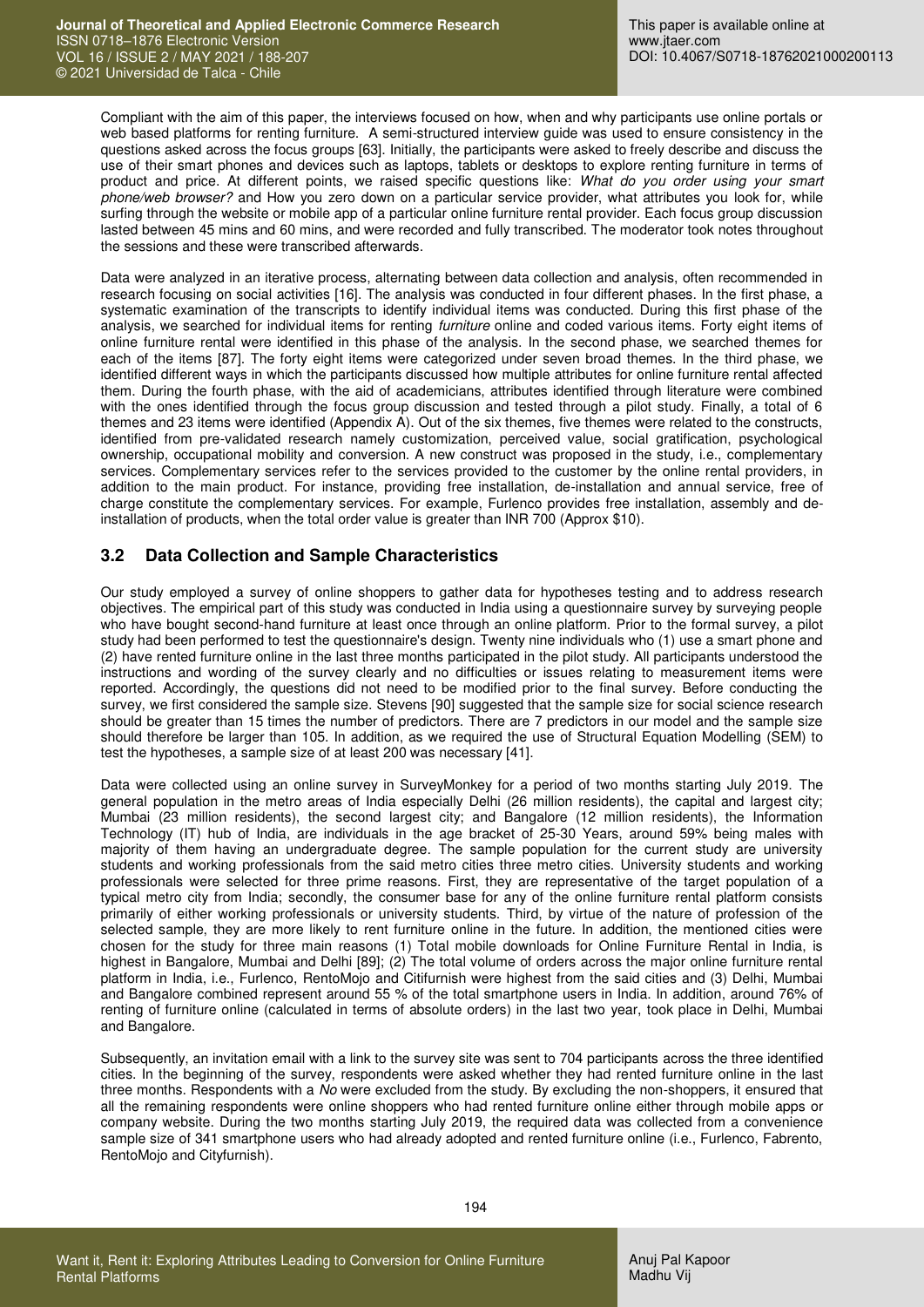Compliant with the aim of this paper, the interviews focused on how, when and why participants use online portals or web based platforms for renting furniture. A semi-structured interview guide was used to ensure consistency in the questions asked across the focus groups [63]. Initially, the participants were asked to freely describe and discuss the use of their smart phones and devices such as laptops, tablets or desktops to explore renting furniture in terms of product and price. At different points, we raised specific questions like: *What do you order using your smart phone/web browser?* and How you zero down on a particular service provider, what attributes you look for, while surfing through the website or mobile app of a particular online furniture rental provider. Each focus group discussion lasted between 45 mins and 60 mins, and were recorded and fully transcribed. The moderator took notes throughout the sessions and these were transcribed afterwards.

Data were analyzed in an iterative process, alternating between data collection and analysis, often recommended in research focusing on social activities [16]. The analysis was conducted in four different phases. In the first phase, a systematic examination of the transcripts to identify individual items was conducted. During this first phase of the analysis, we searched for individual items for renting *furniture* online and coded various items. Forty eight items of online furniture rental were identified in this phase of the analysis. In the second phase, we searched themes for each of the items [87]. The forty eight items were categorized under seven broad themes. In the third phase, we identified different ways in which the participants discussed how multiple attributes for online furniture rental affected them. During the fourth phase, with the aid of academicians, attributes identified through literature were combined with the ones identified through the focus group discussion and tested through a pilot study. Finally, a total of 6 themes and 23 items were identified (Appendix A). Out of the six themes, five themes were related to the constructs, identified from pre-validated research namely customization, perceived value, social gratification, psychological ownership, occupational mobility and conversion. A new construct was proposed in the study, i.e., complementary services. Complementary services refer to the services provided to the customer by the online rental providers, in addition to the main product. For instance, providing free installation, de-installation and annual service, free of charge constitute the complementary services. For example, Furlenco provides free installation, assembly and de-installation of products, when the total order value is greater than INR 700 (Approx $10).

## 3.2 Data Collection and Sample Characteristics

Our study employed a survey of online shoppers to gather data for hypotheses testing and to address research objectives. The empirical part of this study was conducted in India using a questionnaire survey by surveying people who have bought second-hand furniture at least once through an online platform. Prior to the formal survey, a pilot study had been performed to test the questionnaire's design. Twenty nine individuals who (1) use a smart phone and (2) have rented furniture online in the last three months participated in the pilot study. All participants understood the instructions and wording of the survey clearly and no difficulties or issues relating to measurement items were reported. Accordingly, the questions did not need to be modified prior to the final survey. Before conducting the survey, we first considered the sample size. Stevens [90] suggested that the sample size for social science research should be greater than 15 times the number of predictors. There are 7 predictors in our model and the sample size should therefore be larger than 105. In addition, as we required the use of Structural Equation Modelling (SEM) to test the hypotheses, a sample size of at least 200 was necessary [41].

Data were collected using an online survey in SurveyMonkey for a period of two months starting July 2019. The general population in the metro areas of India especially Delhi (26 million residents), the capital and largest city; Mumbai (23 million residents), the second largest city; and Bangalore (12 million residents), the Information Technology (IT) hub of India, are individuals in the age bracket of 25-30 Years, around 59% being males with majority of them having an undergraduate degree. The sample population for the current study are university students and working professionals from the said metro cities three metro cities. University students and working professionals were selected for three prime reasons. First, they are representative of the target population of a typical metro city from India; secondly, the consumer base for any of the online furniture rental platform consists primarily of either working professionals or university students. Third, by virtue of the nature of profession of the selected sample, they are more likely to rent furniture online in the future. In addition, the mentioned cities were chosen for the study for three main reasons (1) Total mobile downloads for Online Furniture Rental in India, is highest in Bangalore, Mumbai and Delhi [89]; (2) The total volume of orders across the major online furniture rental platform in India, i.e., Furlenco, RentoMojo and Citifurnish were highest from the said cities and (3) Delhi, Mumbai and Bangalore combined represent around 55 % of the total smartphone users in India. In addition, around 76% of renting of furniture online (calculated in terms of absolute orders) in the last two year, took place in Delhi, Mumbai and Bangalore.

Subsequently, an invitation email with a link to the survey site was sent to 704 participants across the three identified cities. In the beginning of the survey, respondents were asked whether they had rented furniture online in the last three months. Respondents with a *No* were excluded from the study. By excluding the non-shoppers, it ensured that all the remaining respondents were online shoppers who had rented furniture online either through mobile apps or company website. During the two months starting July 2019, the required data was collected from a convenience sample size of 341 smartphone users who had already adopted and rented furniture online (i.e., Furlenco, Fabrento, RentoMojo and Cityfurnish).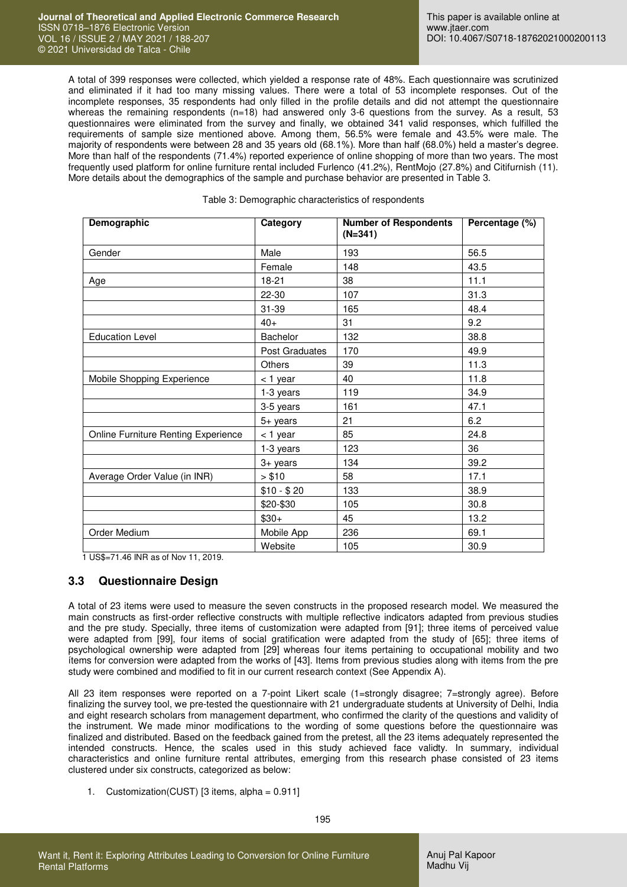A total of 399 responses were collected, which yielded a response rate of 48%. Each questionnaire was scrutinized and eliminated if it had too many missing values. There were a total of 53 incomplete responses. Out of the incomplete responses, 35 respondents had only filled in the profile details and did not attempt the questionnaire whereas the remaining respondents (n=18) had answered only 3-6 questions from the survey. As a result, 53 questionnaires were eliminated from the survey and finally, we obtained 341 valid responses, which fulfilled the requirements of sample size mentioned above. Among them, 56.5% were female and 43.5% were male. The majority of respondents were between 28 and 35 years old (68.1%). More than half (68.0%) held a master's degree. More than half of the respondents (71.4%) reported experience of online shopping of more than two years. The most frequently used platform for online furniture rental included Furlenco (41.2%), RentMojo (27.8%) and Citifurnish (11). More details about the demographics of the sample and purchase behavior are presented in Table 3.

Table 3: Demographic characteristics of respondents

| Demographic | Category | Number of Respondents (N=341) | Percentage (%) |
|---|---|---|---|
| Gender | Male | 193 | 56.5 |
| | Female | 148 | 43.5 |
| Age | 18-21 | 38 | 11.1 |
| | 22-30 | 107 | 31.3 |
| | 31-39 | 165 | 48.4 |
| | 40+ | 31 | 9.2 |
| Education Level | Bachelor | 132 | 38.8 |
| | Post Graduates | 170 | 49.9 |
| | Others | 39 | 11.3 |
| Mobile Shopping Experience | < 1 year | 40 | 11.8 |
| | 1-3 years | 119 | 34.9 |
| | 3-5 years | 161 | 47.1 |
| | 5+ years | 21 | 6.2 |
| Online Furniture Renting Experience | < 1 year | 85 | 24.8 |
| | 1-3 years | 123 | 36 |
| | 3+ years | 134 | 39.2 |
| Average Order Value (in INR) | > $10 | 58 | 17.1 |
| | $10 - $ 20 | 133 | 38.9 |
| | $20-$30 | 105 | 30.8 |
| | $30+ | 45 | 13.2 |
| Order Medium | Mobile App | 236 | 69.1 |
| | Website | 105 | 30.9 |

1 US$=71.46 INR as of Nov 11, 2019.

### 3.3 Questionnaire Design

A total of 23 items were used to measure the seven constructs in the proposed research model. We measured the main constructs as first-order reflective constructs with multiple reflective indicators adapted from previous studies and the pre study. Specially, three items of customization were adapted from [91]; three items of perceived value were adapted from [99], four items of social gratification were adapted from the study of [65]; three items of psychological ownership were adapted from [29] whereas four items pertaining to occupational mobility and two ítems for conversion were adapted from the works of [43]. Items from previous studies along with items from the pre study were combined and modified to fit in our current research context (See Appendix A).

All 23 item responses were reported on a 7-point Likert scale (1=strongly disagree; 7=strongly agree). Before finalizing the survey tool, we pre-tested the questionnaire with 21 undergraduate students at University of Delhi, India and eight research scholars from management department, who confirmed the clarity of the questions and validity of the instrument. We made minor modifications to the wording of some questions before the questionnaire was finalized and distributed. Based on the feedback gained from the pretest, all the 23 items adequately represented the intended constructs. Hence, the scales used in this study achieved face validty. In summary, individual characteristics and online furniture rental attributes, emerging from this research phase consisted of 23 items clustered under six constructs, categorized as below:

1. Customization(CUST) [3 items, alpha = 0.911]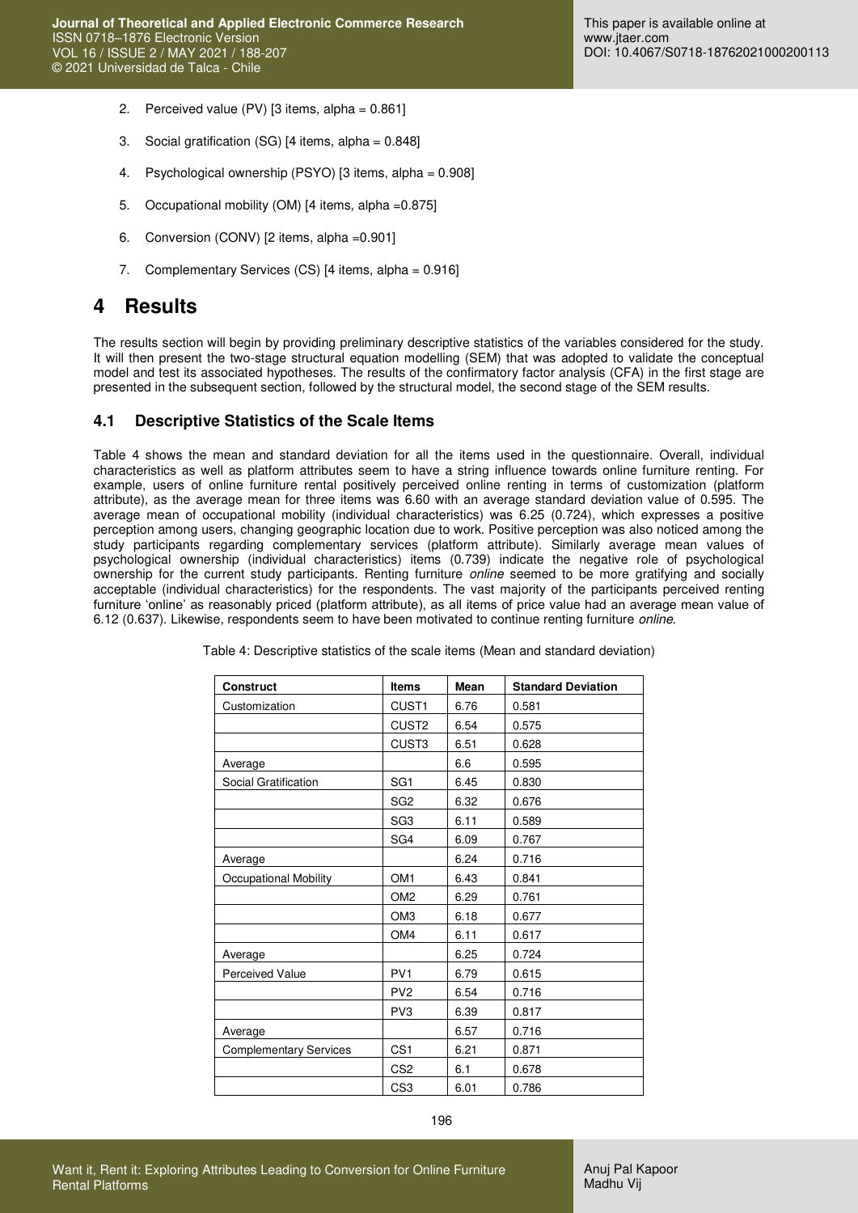2. Perceived value (PV) [3 items, alpha = 0.861]

3. Social gratification (SG) [4 items, alpha = 0.848]

4. Psychological ownership (PSYO) [3 items, alpha = 0.908]

5. Occupational mobility (OM) [4 items, alpha =0.875]

6. Conversion (CONV) [2 items, alpha =0.901]

7. Complementary Services (CS) [4 items, alpha = 0.916]

# 4 Results

The results section will begin by providing preliminary descriptive statistics of the variables considered for the study. It will then present the two-stage structural equation modelling (SEM) that was adopted to validate the conceptual model and test its associated hypotheses. The results of the confirmatory factor analysis (CFA) in the first stage are presented in the subsequent section, followed by the structural model, the second stage of the SEM results.

## 4.1 Descriptive Statistics of the Scale Items

Table 4 shows the mean and standard deviation for all the items used in the questionnaire. Overall, individual characteristics as well as platform attributes seem to have a string influence towards online furniture renting. For example, users of online furniture rental positively perceived online renting in terms of customization (platform attribute), as the average mean for three items was 6.60 with an average standard deviation value of 0.595. The average mean of occupational mobility (individual characteristics) was 6.25 (0.724), which expresses a positive perception among users, changing geographic location due to work. Positive perception was also noticed among the study participants regarding complementary services (platform attribute). Similarly average mean values of psychological ownership (individual characteristics) items (0.739) indicate the negative role of psychological ownership for the current study participants. Renting furniture *online* seemed to be more gratifying and socially acceptable (individual characteristics) for the respondents. The vast majority of the participants perceived renting furniture 'online' as reasonably priced (platform attribute), as all items of price value had an average mean value of 6.12 (0.637). Likewise, respondents seem to have been motivated to continue renting furniture *online*.

Table 4: Descriptive statistics of the scale items (Mean and standard deviation)

| Construct | Items | Mean | Standard Deviation |
|---|---|---|---|
| Customization | CUST1 | 6.76 | 0.581 |
| | CUST2 | 6.54 | 0.575 |
| | CUST3 | 6.51 | 0.628 |
| Average | | 6.6 | 0.595 |
| Social Gratification | SG1 | 6.45 | 0.830 |
| | SG2 | 6.32 | 0.676 |
| | SG3 | 6.11 | 0.589 |
| | SG4 | 6.09 | 0.767 |
| Average | | 6.24 | 0.716 |
| Occupational Mobility | OM1 | 6.43 | 0.841 |
| | OM2 | 6.29 | 0.761 |
| | OM3 | 6.18 | 0.677 |
| | OM4 | 6.11 | 0.617 |
| Average | | 6.25 | 0.724 |
| Perceived Value | PV1 | 6.79 | 0.615 |
| | PV2 | 6.54 | 0.716 |
| | PV3 | 6.39 | 0.817 |
| Average | | 6.57 | 0.716 |
| Complementary Services | CS1 | 6.21 | 0.871 |
| | CS2 | 6.1 | 0.678 |
| | CS3 | 6.01 | 0.786 |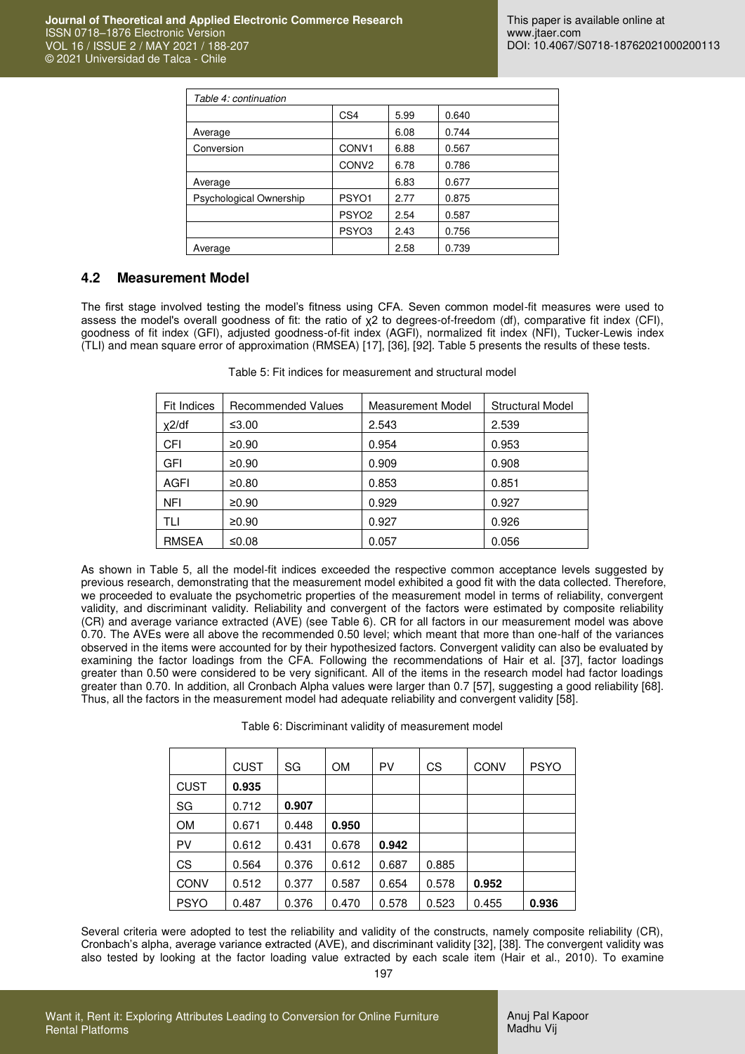| Table 4: continuation | | | |
|---|---|---|---|
| | CS4 | 5.99 | 0.640 |
| Average | | 6.08 | 0.744 |
| Conversion | CONV1 | 6.88 | 0.567 |
| | CONV2 | 6.78 | 0.786 |
| Average | | 6.83 | 0.677 |
| Psychological Ownership | PSYO1 | 2.77 | 0.875 |
| | PSYO2 | 2.54 | 0.587 |
| | PSYO3 | 2.43 | 0.756 |
| Average | | 2.58 | 0.739 |

## 4.2 Measurement Model

The first stage involved testing the model's fitness using CFA. Seven common model-fit measures were used to assess the model's overall goodness of fit: the ratio of $\chi 2$ to degrees-of-freedom (df), comparative fit index (CFI), goodness of fit index (GFI), adjusted goodness-of-fit index (AGFI), normalized fit index (NFI), Tucker-Lewis index (TLI) and mean square error of approximation (RMSEA) [17], [36], [92]. Table 5 presents the results of these tests.

Table 5: Fit indices for measurement and structural model

| Fit Indices | Recommended Values | Measurement Model | Structural Model |
|---|---|---|---|
| $\chi 2$/df | ≤3.00 | 2.543 | 2.539 |
| CFI | ≥0.90 | 0.954 | 0.953 |
| GFI | ≥0.90 | 0.909 | 0.908 |
| AGFI | ≥0.80 | 0.853 | 0.851 |
| NFI | ≥0.90 | 0.929 | 0.927 |
| TLI | ≥0.90 | 0.927 | 0.926 |
| RMSEA | ≤0.08 | 0.057 | 0.056 |

As shown in Table 5, all the model-fit indices exceeded the respective common acceptance levels suggested by previous research, demonstrating that the measurement model exhibited a good fit with the data collected. Therefore, we proceeded to evaluate the psychometric properties of the measurement model in terms of reliability, convergent validity, and discriminant validity. Reliability and convergent of the factors were estimated by composite reliability (CR) and average variance extracted (AVE) (see Table 6). CR for all factors in our measurement model was above 0.70. The AVEs were all above the recommended 0.50 level; which meant that more than one-half of the variances observed in the items were accounted for by their hypothesized factors. Convergent validity can also be evaluated by examining the factor loadings from the CFA. Following the recommendations of Hair et al. [37], factor loadings greater than 0.50 were considered to be very significant. All of the items in the research model had factor loadings greater than 0.70. In addition, all Cronbach Alpha values were larger than 0.7 [57], suggesting a good reliability [68]. Thus, all the factors in the measurement model had adequate reliability and convergent validity [58].

Table 6: Discriminant validity of measurement model

| | CUST | SG | OM | PV | CS | CONV | PSYO |
|---|---|---|---|---|---|---|---|
| CUST | **0.935** | | | | | | |
| SG | 0.712 | **0.907** | | | | | |
| OM | 0.671 | 0.448 | **0.950** | | | | |
| PV | 0.612 | 0.431 | 0.678 | **0.942** | | | |
| CS | 0.564 | 0.376 | 0.612 | 0.687 | 0.885 | | |
| CONV | 0.512 | 0.377 | 0.587 | 0.654 | 0.578 | **0.952** | |
| PSYO | 0.487 | 0.376 | 0.470 | 0.578 | 0.523 | 0.455 | **0.936** |

Several criteria were adopted to test the reliability and validity of the constructs, namely composite reliability (CR), Cronbach's alpha, average variance extracted (AVE), and discriminant validity [32], [38]. The convergent validity was also tested by looking at the factor loading value extracted by each scale item (Hair et al., 2010). To examine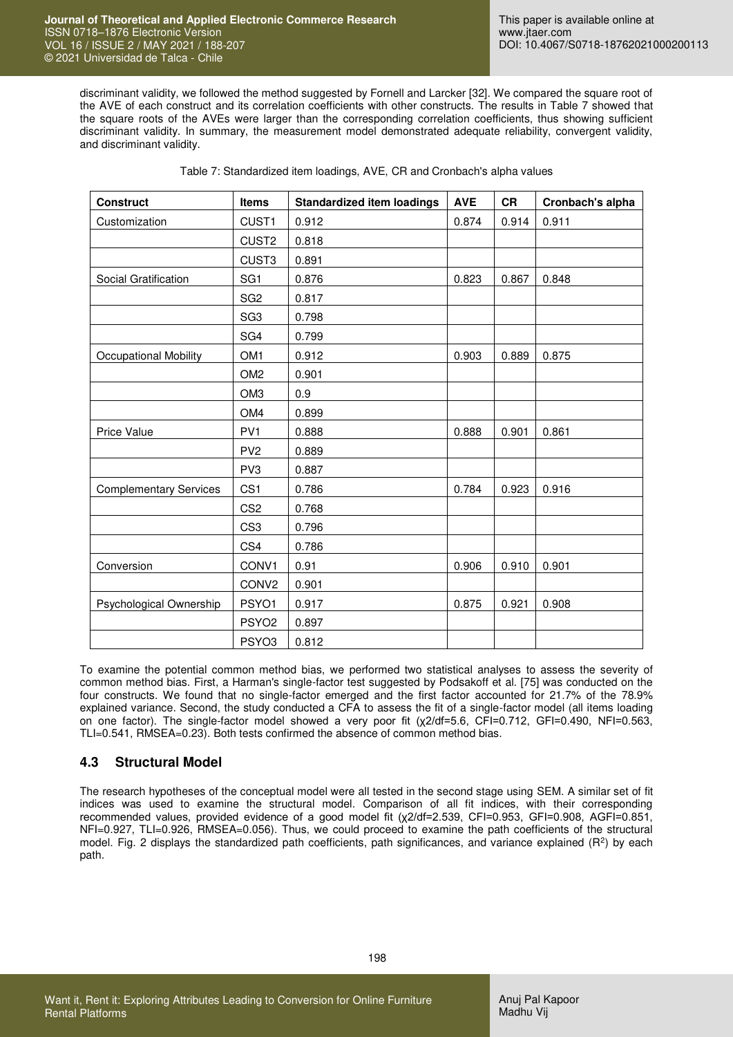discriminant validity, we followed the method suggested by Fornell and Larcker [32]. We compared the square root of the AVE of each construct and its correlation coefficients with other constructs. The results in Table 7 showed that the square roots of the AVEs were larger than the corresponding correlation coefficients, thus showing sufficient discriminant validity. In summary, the measurement model demonstrated adequate reliability, convergent validity, and discriminant validity.

Table 7: Standardized item loadings, AVE, CR and Cronbach's alpha values

| Construct | Items | Standardized item loadings | AVE | CR | Cronbach's alpha |
|---|---|---|---|---|---|
| Customization | CUST1 | 0.912 | 0.874 | 0.914 | 0.911 |
| | CUST2 | 0.818 | | | |
| | CUST3 | 0.891 | | | |
| Social Gratification | SG1 | 0.876 | 0.823 | 0.867 | 0.848 |
| | SG2 | 0.817 | | | |
| | SG3 | 0.798 | | | |
| | SG4 | 0.799 | | | |
| Occupational Mobility | OM1 | 0.912 | 0.903 | 0.889 | 0.875 |
| | OM2 | 0.901 | | | |
| | OM3 | 0.9 | | | |
| | OM4 | 0.899 | | | |
| Price Value | PV1 | 0.888 | 0.888 | 0.901 | 0.861 |
| | PV2 | 0.889 | | | |
| | PV3 | 0.887 | | | |
| Complementary Services | CS1 | 0.786 | 0.784 | 0.923 | 0.916 |
| | CS2 | 0.768 | | | |
| | CS3 | 0.796 | | | |
| | CS4 | 0.786 | | | |
| Conversion | CONV1 | 0.91 | 0.906 | 0.910 | 0.901 |
| | CONV2 | 0.901 | | | |
| Psychological Ownership | PSYO1 | 0.917 | 0.875 | 0.921 | 0.908 |
| | PSYO2 | 0.897 | | | |
| | PSYO3 | 0.812 | | | |

To examine the potential common method bias, we performed two statistical analyses to assess the severity of common method bias. First, a Harman's single-factor test suggested by Podsakoff et al. [75] was conducted on the four constructs. We found that no single-factor emerged and the first factor accounted for 21.7% of the 78.9% explained variance. Second, the study conducted a CFA to assess the fit of a single-factor model (all items loading on one factor). The single-factor model showed a very poor fit ($\chi^2/df$=5.6, CFI=0.712, GFI=0.490, NFI=0.563, TLI=0.541, RMSEA=0.23). Both tests confirmed the absence of common method bias.

### 4.3 Structural Model

The research hypotheses of the conceptual model were all tested in the second stage using SEM. A similar set of fit indices was used to examine the structural model. Comparison of all fit indices, with their corresponding recommended values, provided evidence of a good model fit ($\chi^2/df$=2.539, CFI=0.953, GFI=0.908, AGFI=0.851, NFI=0.927, TLI=0.926, RMSEA=0.056). Thus, we could proceed to examine the path coefficients of the structural model. Fig. 2 displays the standardized path coefficients, path significances, and variance explained ($R^2$) by each path.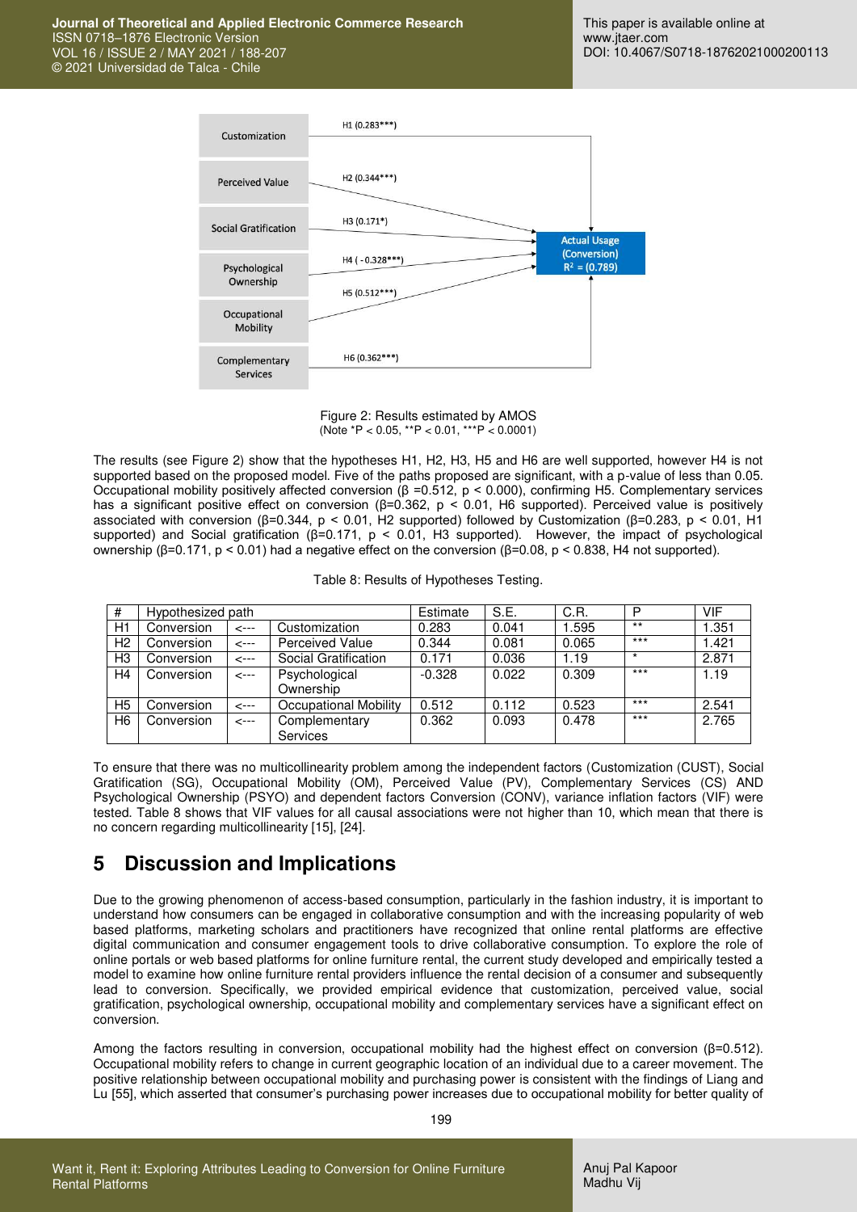Figure 2: Results estimated by AMOS
(Note *P < 0.05, **P < 0.01, ***P < 0.0001)

The results (see Figure 2) show that the hypotheses H1, H2, H3, H5 and H6 are well supported, however H4 is not supported based on the proposed model. Five of the paths proposed are significant, with a p-value of less than 0.05. Occupational mobility positively affected conversion (β =0.512, p < 0.000), confirming H5. Complementary services has a significant positive effect on conversion (β=0.362, p < 0.01, H6 supported). Perceived value is positively associated with conversion (β=0.344, p < 0.01, H2 supported) followed by Customization (β=0.283, p < 0.01, H1 supported) and Social gratification (β=0.171, p < 0.01, H3 supported). However, the impact of psychological ownership (β=0.171, p < 0.01) had a negative effect on the conversion (β=0.08, p < 0.838, H4 not supported).

Table 8: Results of Hypotheses Testing.

| # | Hypothesized path | | | Estimate | S.E. | C.R. | P | VIF |
|---|---|---|---|---|---|---|---|---|
| H1 | Conversion | <--- | Customization | 0.283 | 0.041 | 1.595 | ** | 1.351 |
| H2 | Conversion | <--- | Perceived Value | 0.344 | 0.081 | 0.065 | *** | 1.421 |
| H3 | Conversion | <--- | Social Gratification | 0.171 | 0.036 | 1.19 | * | 2.871 |
| H4 | Conversion | <--- | Psychological Ownership | -0.328 | 0.022 | 0.309 | *** | 1.19 |
| H5 | Conversion | <--- | Occupational Mobility | 0.512 | 0.112 | 0.523 | *** | 2.541 |
| H6 | Conversion | <--- | Complementary Services | 0.362 | 0.093 | 0.478 | *** | 2.765 |

To ensure that there was no multicollinearity problem among the independent factors (Customization (CUST), Social Gratification (SG), Occupational Mobility (OM), Perceived Value (PV), Complementary Services (CS) AND Psychological Ownership (PSYO) and dependent factors Conversion (CONV), variance inflation factors (VIF) were tested. Table 8 shows that VIF values for all causal associations were not higher than 10, which mean that there is no concern regarding multicollinearity [15], [24].

## 5 Discussion and Implications

Due to the growing phenomenon of access-based consumption, particularly in the fashion industry, it is important to understand how consumers can be engaged in collaborative consumption and with the increasing popularity of web based platforms, marketing scholars and practitioners have recognized that online rental platforms are effective digital communication and consumer engagement tools to drive collaborative consumption. To explore the role of online portals or web based platforms for online furniture rental, the current study developed and empirically tested a model to examine how online furniture rental providers influence the rental decision of a consumer and subsequently lead to conversion. Specifically, we provided empirical evidence that customization, perceived value, social gratification, psychological ownership, occupational mobility and complementary services have a significant effect on conversion.

Among the factors resulting in conversion, occupational mobility had the highest effect on conversion (β=0.512). Occupational mobility refers to change in current geographic location of an individual due to a career movement. The positive relationship between occupational mobility and purchasing power is consistent with the findings of Liang and Lu [55], which asserted that consumer's purchasing power increases due to occupational mobility for better quality of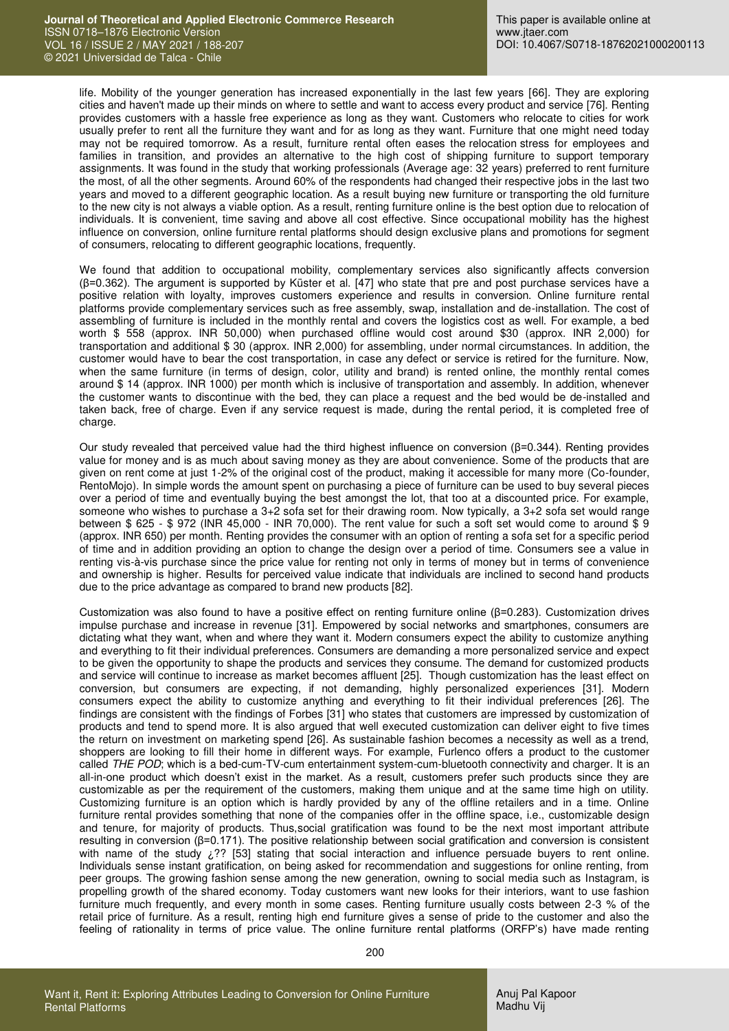life. Mobility of the younger generation has increased exponentially in the last few years [66]. They are exploring cities and haven't made up their minds on where to settle and want to access every product and service [76]. Renting provides customers with a hassle free experience as long as they want. Customers who relocate to cities for work usually prefer to rent all the furniture they want and for as long as they want. Furniture that one might need today may not be required tomorrow. As a result, furniture rental often eases the relocation stress for employees and families in transition, and provides an alternative to the high cost of shipping furniture to support temporary assignments. It was found in the study that working professionals (Average age: 32 years) preferred to rent furniture the most, of all the other segments. Around 60% of the respondents had changed their respective jobs in the last two years and moved to a different geographic location. As a result buying new furniture or transporting the old furniture to the new city is not always a viable option. As a result, renting furniture online is the best option due to relocation of individuals. It is convenient, time saving and above all cost effective. Since occupational mobility has the highest influence on conversion, online furniture rental platforms should design exclusive plans and promotions for segment of consumers, relocating to different geographic locations, frequently.

We found that addition to occupational mobility, complementary services also significantly affects conversion (β=0.362). The argument is supported by Küster et al. [47] who state that pre and post purchase services have a positive relation with loyalty, improves customers experience and results in conversion. Online furniture rental platforms provide complementary services such as free assembly, swap, installation and de-installation. The cost of assembling of furniture is included in the monthly rental and covers the logistics cost as well. For example, a bed worth $ 558 (approx. INR 50,000) when purchased offline would cost around $30 (approx. INR 2,000) for transportation and additional $ 30 (approx. INR 2,000) for assembling, under normal circumstances. In addition, the customer would have to bear the cost transportation, in case any defect or service is retired for the furniture. Now, when the same furniture (in terms of design, color, utility and brand) is rented online, the monthly rental comes around $ 14 (approx. INR 1000) per month which is inclusive of transportation and assembly. In addition, whenever the customer wants to discontinue with the bed, they can place a request and the bed would be de-installed and taken back, free of charge. Even if any service request is made, during the rental period, it is completed free of charge.

Our study revealed that perceived value had the third highest influence on conversion (β=0.344). Renting provides value for money and is as much about saving money as they are about convenience. Some of the products that are given on rent come at just 1-2% of the original cost of the product, making it accessible for many more (Co-founder, RentoMojo). In simple words the amount spent on purchasing a piece of furniture can be used to buy several pieces over a period of time and eventually buying the best amongst the lot, that too at a discounted price. For example, someone who wishes to purchase a 3+2 sofa set for their drawing room. Now typically, a 3+2 sofa set would range between $ 625 - $ 972 (INR 45,000 - INR 70,000). The rent value for such a soft set would come to around $ 9 (approx. INR 650) per month. Renting provides the consumer with an option of renting a sofa set for a specific period of time and in addition providing an option to change the design over a period of time. Consumers see a value in renting vis-à-vis purchase since the price value for renting not only in terms of money but in terms of convenience and ownership is higher. Results for perceived value indicate that individuals are inclined to second hand products due to the price advantage as compared to brand new products [82].

Customization was also found to have a positive effect on renting furniture online (β=0.283). Customization drives impulse purchase and increase in revenue [31]. Empowered by social networks and smartphones, consumers are dictating what they want, when and where they want it. Modern consumers expect the ability to customize anything and everything to fit their individual preferences. Consumers are demanding a more personalized service and expect to be given the opportunity to shape the products and services they consume. The demand for customized products and service will continue to increase as market becomes affluent [25]. Though customization has the least effect on conversion, but consumers are expecting, if not demanding, highly personalized experiences [31]. Modern consumers expect the ability to customize anything and everything to fit their individual preferences [26]. The findings are consistent with the findings of Forbes [31] who states that customers are impressed by customization of products and tend to spend more. It is also argued that well executed customization can deliver eight to five times the return on investment on marketing spend [26]. As sustainable fashion becomes a necessity as well as a trend, shoppers are looking to fill their home in different ways. For example, Furlenco offers a product to the customer called *THE POD*; which is a bed-cum-TV-cum entertainment system-cum-bluetooth connectivity and charger. It is an all-in-one product which doesn't exist in the market. As a result, customers prefer such products since they are customizable as per the requirement of the customers, making them unique and at the same time high on utility. Customizing furniture is an option which is hardly provided by any of the offline retailers and in a time. Online furniture rental provides something that none of the companies offer in the offline space, i.e., customizable design and tenure, for majority of products. Thus,social gratification was found to be the next most important attribute resulting in conversion (β=0.171). The positive relationship between social gratification and conversion is consistent with name of the study ¿?? [53] stating that social interaction and influence persuade buyers to rent online. Individuals sense instant gratification, on being asked for recommendation and suggestions for online renting, from peer groups. The growing fashion sense among the new generation, owning to social media such as Instagram, is propelling growth of the shared economy. Today customers want new looks for their interiors, want to use fashion furniture much frequently, and every month in some cases. Renting furniture usually costs between 2-3 % of the retail price of furniture. As a result, renting high end furniture gives a sense of pride to the customer and also the feeling of rationality in terms of price value. The online furniture rental platforms (ORFP's) have made renting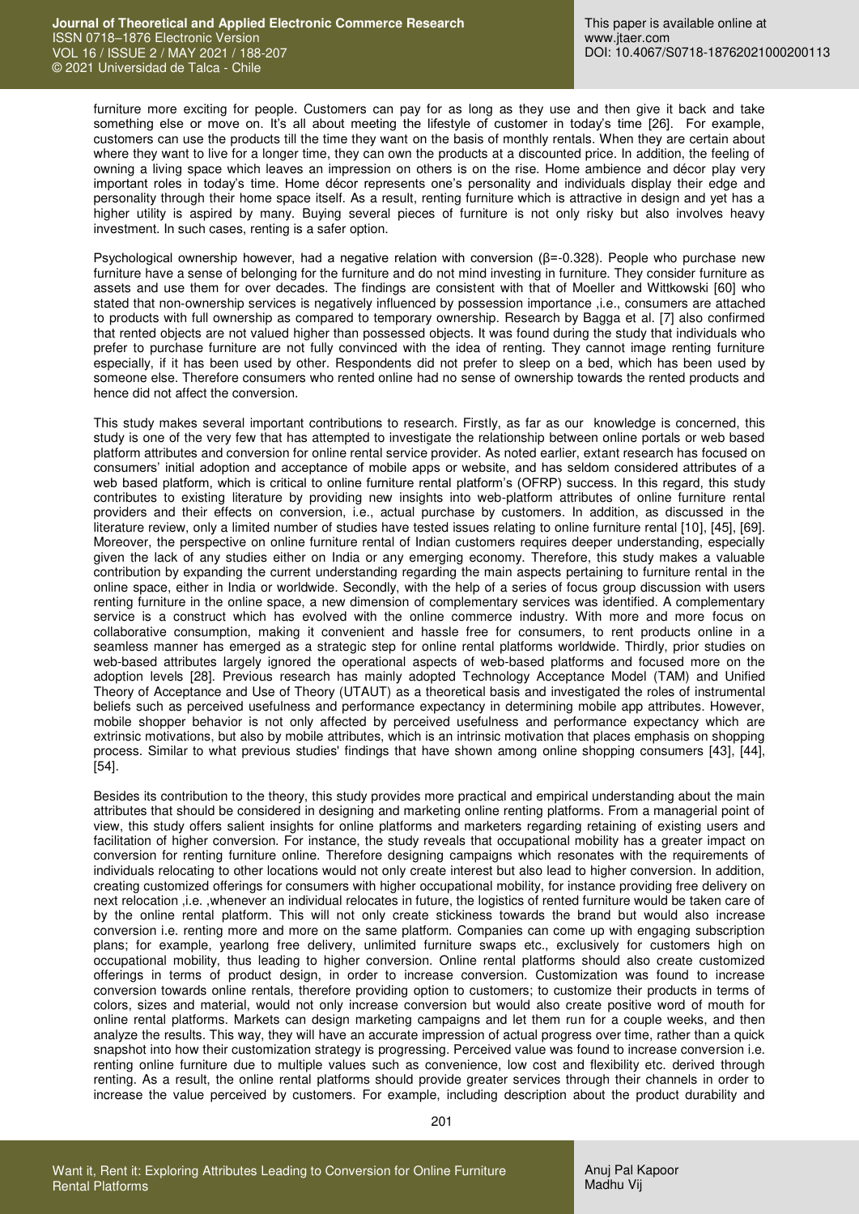furniture more exciting for people. Customers can pay for as long as they use and then give it back and take something else or move on. It's all about meeting the lifestyle of customer in today's time [26]. For example, customers can use the products till the time they want on the basis of monthly rentals. When they are certain about where they want to live for a longer time, they can own the products at a discounted price. In addition, the feeling of owning a living space which leaves an impression on others is on the rise. Home ambience and décor play very important roles in today's time. Home décor represents one's personality and individuals display their edge and personality through their home space itself. As a result, renting furniture which is attractive in design and yet has a higher utility is aspired by many. Buying several pieces of furniture is not only risky but also involves heavy investment. In such cases, renting is a safer option.

Psychological ownership however, had a negative relation with conversion ($\beta$=-0.328). People who purchase new furniture have a sense of belonging for the furniture and do not mind investing in furniture. They consider furniture as assets and use them for over decades. The findings are consistent with that of Moeller and Wittkowski [60] who stated that non-ownership services is negatively influenced by possession importance ,i.e., consumers are attached to products with full ownership as compared to temporary ownership. Research by Bagga et al. [7] also confirmed that rented objects are not valued higher than possessed objects. It was found during the study that individuals who prefer to purchase furniture are not fully convinced with the idea of renting. They cannot image renting furniture especially, if it has been used by other. Respondents did not prefer to sleep on a bed, which has been used by someone else. Therefore consumers who rented online had no sense of ownership towards the rented products and hence did not affect the conversion.

This study makes several important contributions to research. Firstly, as far as our knowledge is concerned, this study is one of the very few that has attempted to investigate the relationship between online portals or web based platform attributes and conversion for online rental service provider. As noted earlier, extant research has focused on consumers' initial adoption and acceptance of mobile apps or website, and has seldom considered attributes of a web based platform, which is critical to online furniture rental platform's (OFRP) success. In this regard, this study contributes to existing literature by providing new insights into web-platform attributes of online furniture rental providers and their effects on conversion, i.e., actual purchase by customers. In addition, as discussed in the literature review, only a limited number of studies have tested issues relating to online furniture rental [10], [45], [69]. Moreover, the perspective on online furniture rental of Indian customers requires deeper understanding, especially given the lack of any studies either on India or any emerging economy. Therefore, this study makes a valuable contribution by expanding the current understanding regarding the main aspects pertaining to furniture rental in the online space, either in India or worldwide. Secondly, with the help of a series of focus group discussion with users renting furniture in the online space, a new dimension of complementary services was identified. A complementary service is a construct which has evolved with the online commerce industry. With more and more focus on collaborative consumption, making it convenient and hassle free for consumers, to rent products online in a seamless manner has emerged as a strategic step for online rental platforms worldwide. Thirdly, prior studies on web-based attributes largely ignored the operational aspects of web-based platforms and focused more on the adoption levels [28]. Previous research has mainly adopted Technology Acceptance Model (TAM) and Unified Theory of Acceptance and Use of Theory (UTAUT) as a theoretical basis and investigated the roles of instrumental beliefs such as perceived usefulness and performance expectancy in determining mobile app attributes. However, mobile shopper behavior is not only affected by perceived usefulness and performance expectancy which are extrinsic motivations, but also by mobile attributes, which is an intrinsic motivation that places emphasis on shopping process. Similar to what previous studies' findings that have shown among online shopping consumers [43], [44], [54].

Besides its contribution to the theory, this study provides more practical and empirical understanding about the main attributes that should be considered in designing and marketing online renting platforms. From a managerial point of view, this study offers salient insights for online platforms and marketers regarding retaining of existing users and facilitation of higher conversion. For instance, the study reveals that occupational mobility has a greater impact on conversion for renting furniture online. Therefore designing campaigns which resonates with the requirements of individuals relocating to other locations would not only create interest but also lead to higher conversion. In addition, creating customized offerings for consumers with higher occupational mobility, for instance providing free delivery on next relocation ,i.e. ,whenever an individual relocates in future, the logistics of rented furniture would be taken care of by the online rental platform. This will not only create stickiness towards the brand but would also increase conversion i.e. renting more and more on the same platform. Companies can come up with engaging subscription plans; for example, yearlong free delivery, unlimited furniture swaps etc., exclusively for customers high on occupational mobility, thus leading to higher conversion. Online rental platforms should also create customized offerings in terms of product design, in order to increase conversion. Customization was found to increase conversion towards online rentals, therefore providing option to customers; to customize their products in terms of colors, sizes and material, would not only increase conversion but would also create positive word of mouth for online rental platforms. Markets can design marketing campaigns and let them run for a couple weeks, and then analyze the results. This way, they will have an accurate impression of actual progress over time, rather than a quick snapshot into how their customization strategy is progressing. Perceived value was found to increase conversion i.e. renting online furniture due to multiple values such as convenience, low cost and flexibility etc. derived through renting. As a result, the online rental platforms should provide greater services through their channels in order to increase the value perceived by customers. For example, including description about the product durability and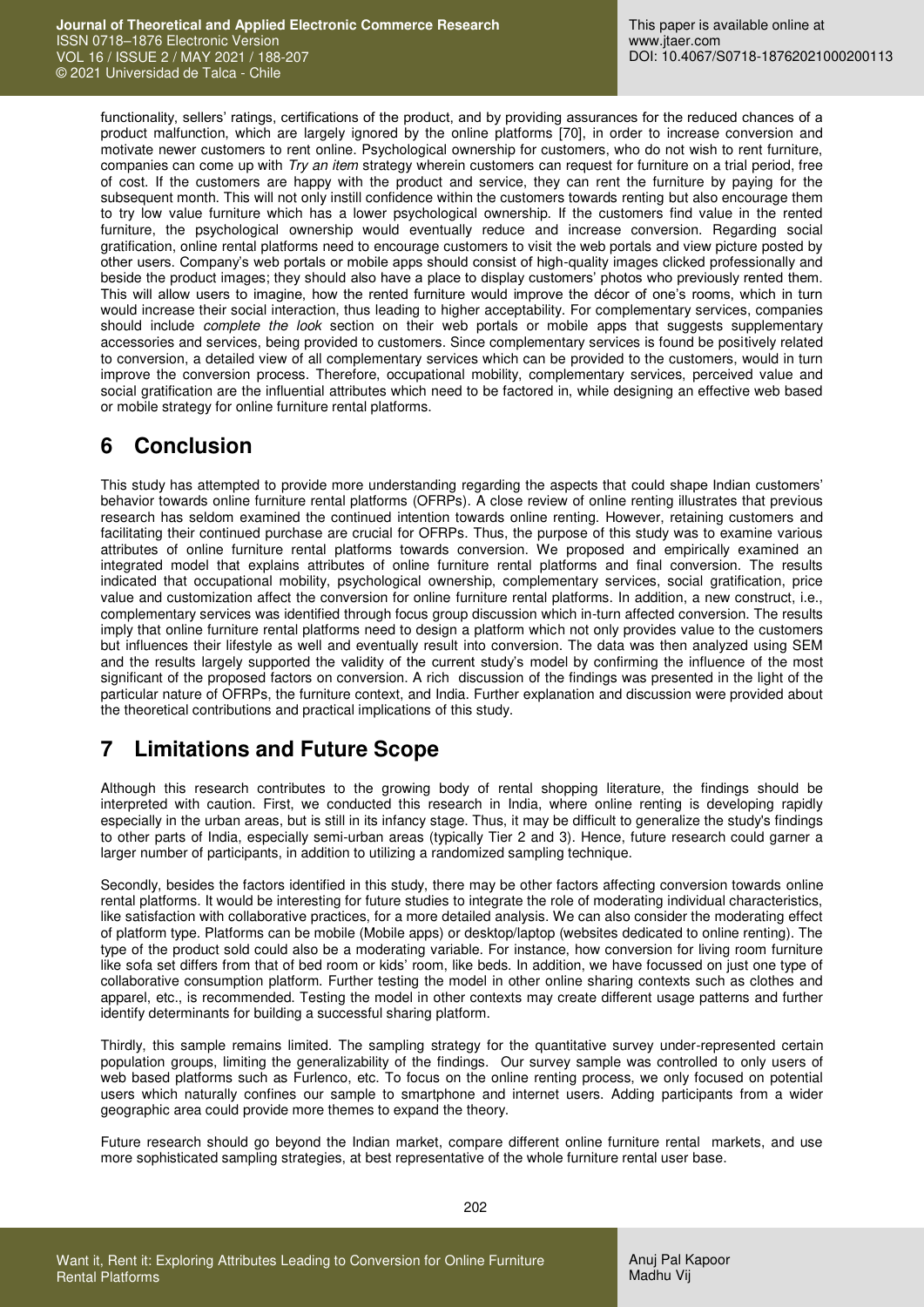functionality, sellers' ratings, certifications of the product, and by providing assurances for the reduced chances of a product malfunction, which are largely ignored by the online platforms [70], in order to increase conversion and motivate newer customers to rent online. Psychological ownership for customers, who do not wish to rent furniture, companies can come up with *Try an item* strategy wherein customers can request for furniture on a trial period, free of cost. If the customers are happy with the product and service, they can rent the furniture by paying for the subsequent month. This will not only instill confidence within the customers towards renting but also encourage them to try low value furniture which has a lower psychological ownership. If the customers find value in the rented furniture, the psychological ownership would eventually reduce and increase conversion. Regarding social gratification, online rental platforms need to encourage customers to visit the web portals and view picture posted by other users. Company's web portals or mobile apps should consist of high-quality images clicked professionally and beside the product images; they should also have a place to display customers' photos who previously rented them. This will allow users to imagine, how the rented furniture would improve the décor of one's rooms, which in turn would increase their social interaction, thus leading to higher acceptability. For complementary services, companies should include *complete the look* section on their web portals or mobile apps that suggests supplementary accessories and services, being provided to customers. Since complementary services is found be positively related to conversion, a detailed view of all complementary services which can be provided to the customers, would in turn improve the conversion process. Therefore, occupational mobility, complementary services, perceived value and social gratification are the influential attributes which need to be factored in, while designing an effective web based or mobile strategy for online furniture rental platforms.

# 6 Conclusion

This study has attempted to provide more understanding regarding the aspects that could shape Indian customers' behavior towards online furniture rental platforms (OFRPs). A close review of online renting illustrates that previous research has seldom examined the continued intention towards online renting. However, retaining customers and facilitating their continued purchase are crucial for OFRPs. Thus, the purpose of this study was to examine various attributes of online furniture rental platforms towards conversion. We proposed and empirically examined an integrated model that explains attributes of online furniture rental platforms and final conversion. The results indicated that occupational mobility, psychological ownership, complementary services, social gratification, price value and customization affect the conversion for online furniture rental platforms. In addition, a new construct, i.e., complementary services was identified through focus group discussion which in-turn affected conversion. The results imply that online furniture rental platforms need to design a platform which not only provides value to the customers but influences their lifestyle as well and eventually result into conversion. The data was then analyzed using SEM and the results largely supported the validity of the current study's model by confirming the influence of the most significant of the proposed factors on conversion. A rich discussion of the findings was presented in the light of the particular nature of OFRPs, the furniture context, and India. Further explanation and discussion were provided about the theoretical contributions and practical implications of this study.

# 7 Limitations and Future Scope

Although this research contributes to the growing body of rental shopping literature, the findings should be interpreted with caution. First, we conducted this research in India, where online renting is developing rapidly especially in the urban areas, but is still in its infancy stage. Thus, it may be difficult to generalize the study's findings to other parts of India, especially semi-urban areas (typically Tier 2 and 3). Hence, future research could garner a larger number of participants, in addition to utilizing a randomized sampling technique.

Secondly, besides the factors identified in this study, there may be other factors affecting conversion towards online rental platforms. It would be interesting for future studies to integrate the role of moderating individual characteristics, like satisfaction with collaborative practices, for a more detailed analysis. We can also consider the moderating effect of platform type. Platforms can be mobile (Mobile apps) or desktop/laptop (websites dedicated to online renting). The type of the product sold could also be a moderating variable. For instance, how conversion for living room furniture like sofa set differs from that of bed room or kids' room, like beds. In addition, we have focussed on just one type of collaborative consumption platform. Further testing the model in other online sharing contexts such as clothes and apparel, etc., is recommended. Testing the model in other contexts may create different usage patterns and further identify determinants for building a successful sharing platform.

Thirdly, this sample remains limited. The sampling strategy for the quantitative survey under-represented certain population groups, limiting the generalizability of the findings. Our survey sample was controlled to only users of web based platforms such as Furlenco, etc. To focus on the online renting process, we only focused on potential users which naturally confines our sample to smartphone and internet users. Adding participants from a wider geographic area could provide more themes to expand the theory.

Future research should go beyond the Indian market, compare different online furniture rental markets, and use more sophisticated sampling strategies, at best representative of the whole furniture rental user base.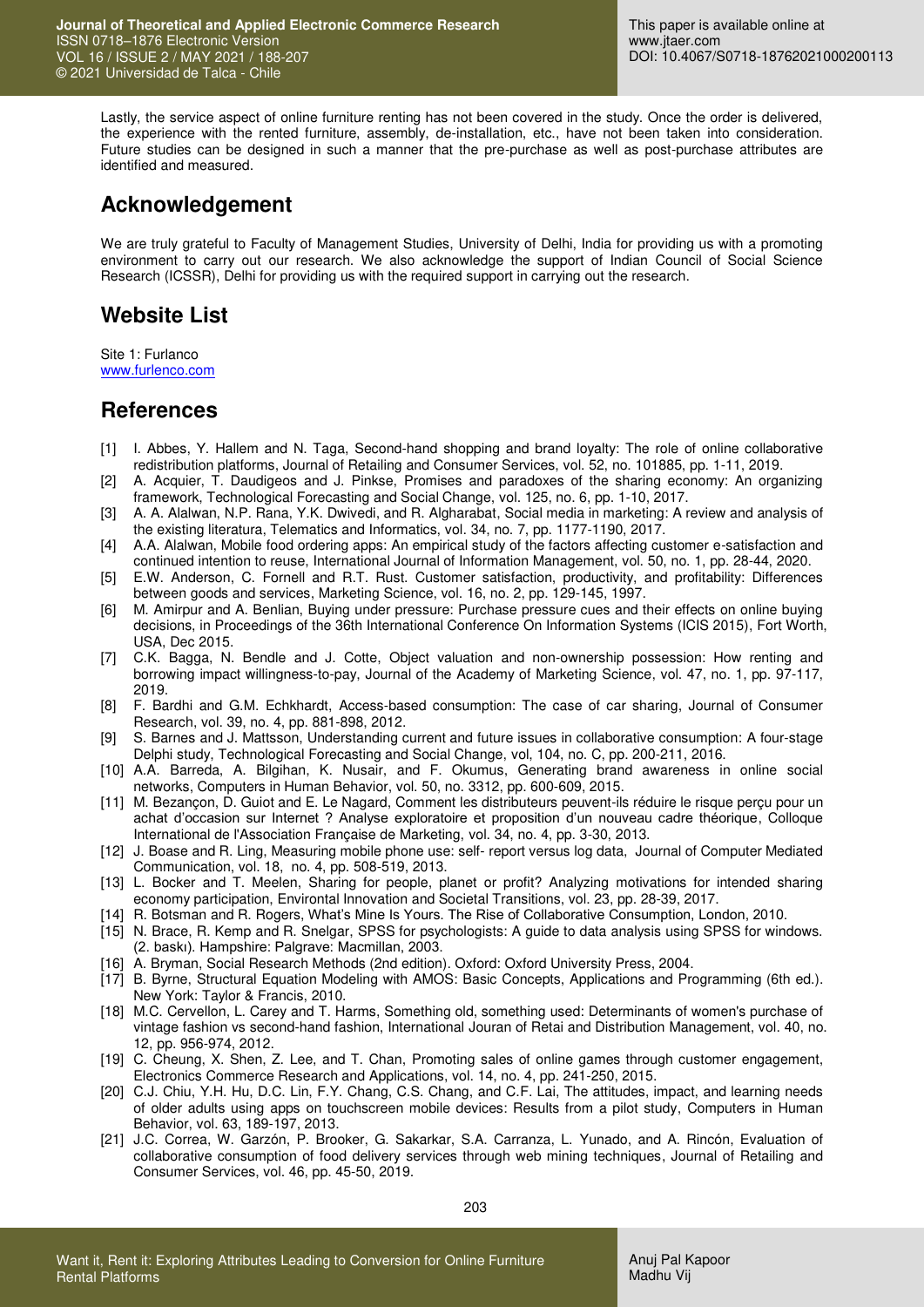Lastly, the service aspect of online furniture renting has not been covered in the study. Once the order is delivered, the experience with the rented furniture, assembly, de-installation, etc., have not been taken into consideration. Future studies can be designed in such a manner that the pre-purchase as well as post-purchase attributes are identified and measured.

## Acknowledgement

We are truly grateful to Faculty of Management Studies, University of Delhi, India for providing us with a promoting environment to carry out our research. We also acknowledge the support of Indian Council of Social Science Research (ICSSR), Delhi for providing us with the required support in carrying out the research.

## Website List

Site 1: Furlanco
www.furlenco.com

## References

[1] I. Abbes, Y. Hallem and N. Taga, Second-hand shopping and brand loyalty: The role of online collaborative redistribution platforms, Journal of Retailing and Consumer Services, vol. 52, no. 101885, pp. 1-11, 2019.
[2] A. Acquier, T. Daudigeos and J. Pinkse, Promises and paradoxes of the sharing economy: An organizing framework, Technological Forecasting and Social Change, vol. 125, no. 6, pp. 1-10, 2017.
[3] A. A. Alalwan, N.P. Rana, Y.K. Dwivedi, and R. Algharabat, Social media in marketing: A review and analysis of the existing literatura, Telematics and Informatics, vol. 34, no. 7, pp. 1177-1190, 2017.
[4] A.A. Alalwan, Mobile food ordering apps: An empirical study of the factors affecting customer e-satisfaction and continued intention to reuse, International Journal of Information Management, vol. 50, no. 1, pp. 28-44, 2020.
[5] E.W. Anderson, C. Fornell and R.T. Rust. Customer satisfaction, productivity, and profitability: Differences between goods and services, Marketing Science, vol. 16, no. 2, pp. 129-145, 1997.
[6] M. Amirpur and A. Benlian, Buying under pressure: Purchase pressure cues and their effects on online buying decisions, in Proceedings of the 36th International Conference On Information Systems (ICIS 2015), Fort Worth, USA, Dec 2015.
[7] C.K. Bagga, N. Bendle and J. Cotte, Object valuation and non-ownership possession: How renting and borrowing impact willingness-to-pay, Journal of the Academy of Marketing Science, vol. 47, no. 1, pp. 97-117, 2019.
[8] F. Bardhi and G.M. Echkhardt, Access-based consumption: The case of car sharing, Journal of Consumer Research, vol. 39, no. 4, pp. 881-898, 2012.
[9] S. Barnes and J. Mattsson, Understanding current and future issues in collaborative consumption: A four-stage Delphi study, Technological Forecasting and Social Change, vol, 104, no. C, pp. 200-211, 2016.
[10] A.A. Barreda, A. Bilgihan, K. Nusair, and F. Okumus, Generating brand awareness in online social networks, Computers in Human Behavior, vol. 50, no. 3312, pp. 600-609, 2015.
[11] M. Bezançon, D. Guiot and E. Le Nagard, Comment les distributeurs peuvent-ils réduire le risque perçu pour un achat d'occasion sur Internet ? Analyse exploratoire et proposition d'un nouveau cadre théorique, Colloque International de l'Association Française de Marketing, vol. 34, no. 4, pp. 3-30, 2013.
[12] J. Boase and R. Ling, Measuring mobile phone use: self- report versus log data, Journal of Computer Mediated Communication, vol. 18, no. 4, pp. 508-519, 2013.
[13] L. Bocker and T. Meelen, Sharing for people, planet or profit? Analyzing motivations for intended sharing economy participation, Environtal Innovation and Societal Transitions, vol. 23, pp. 28-39, 2017.
[14] R. Botsman and R. Rogers, What's Mine Is Yours. The Rise of Collaborative Consumption, London, 2010.
[15] N. Brace, R. Kemp and R. Snelgar, SPSS for psychologists: A guide to data analysis using SPSS for windows. (2. baskı). Hampshire: Palgrave: Macmillan, 2003.
[16] A. Bryman, Social Research Methods (2nd edition). Oxford: Oxford University Press, 2004.
[17] B. Byrne, Structural Equation Modeling with AMOS: Basic Concepts, Applications and Programming (6th ed.). New York: Taylor & Francis, 2010.
[18] M.C. Cervellon, L. Carey and T. Harms, Something old, something used: Determinants of women's purchase of vintage fashion vs second-hand fashion, International Jouran of Retai and Distribution Management, vol. 40, no. 12, pp. 956-974, 2012.
[19] C. Cheung, X. Shen, Z. Lee, and T. Chan, Promoting sales of online games through customer engagement, Electronics Commerce Research and Applications, vol. 14, no. 4, pp. 241-250, 2015.
[20] C.J. Chiu, Y.H. Hu, D.C. Lin, F.Y. Chang, C.S. Chang, and C.F. Lai, The attitudes, impact, and learning needs of older adults using apps on touchscreen mobile devices: Results from a pilot study, Computers in Human Behavior, vol. 63, 189-197, 2013.
[21] J.C. Correa, W. Garzón, P. Brooker, G. Sakarkar, S.A. Carranza, L. Yunado, and A. Rincón, Evaluation of collaborative consumption of food delivery services through web mining techniques, Journal of Retailing and Consumer Services, vol. 46, pp. 45-50, 2019.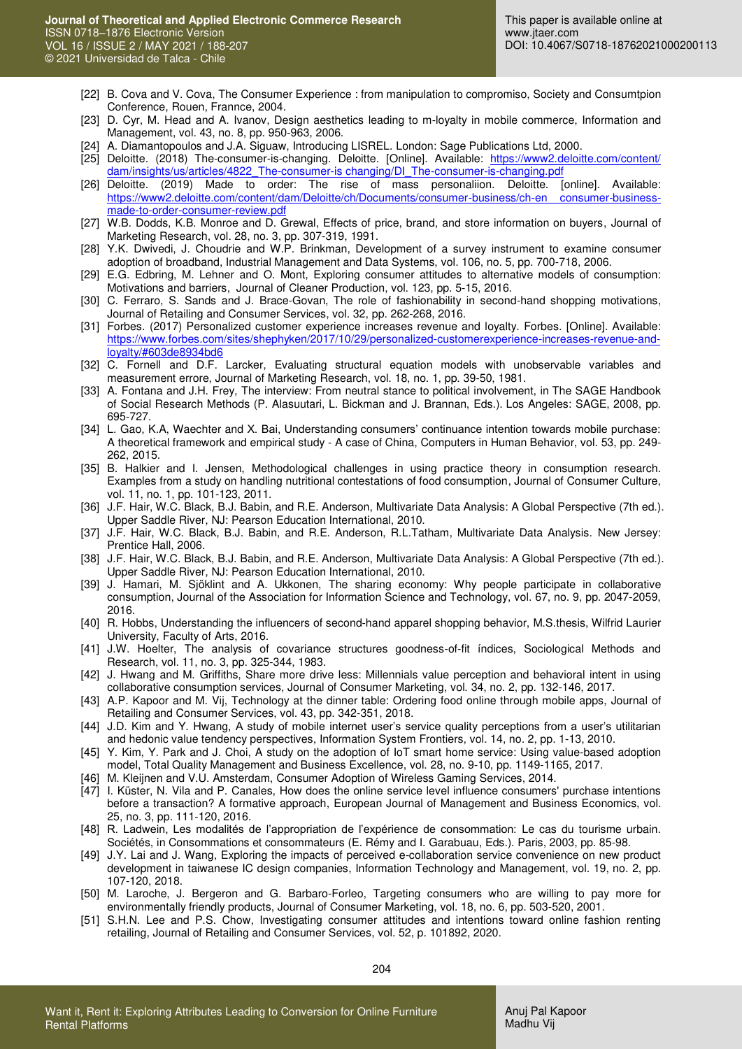[22] B. Cova and V. Cova, The Consumer Experience : from manipulation to compromiso, Society and Consumtpion Conference, Rouen, Frannce, 2004.

[23] D. Cyr, M. Head and A. Ivanov, Design aesthetics leading to m-loyalty in mobile commerce, Information and Management, vol. 43, no. 8, pp. 950-963, 2006.

[24] A. Diamantopoulos and J.A. Siguaw, Introducing LISREL. London: Sage Publications Ltd, 2000.

[25] Deloitte. (2018) The-consumer-is-changing. Deloitte. [Online]. Available: https://www2.deloitte.com/content/dam/insights/us/articles/4822_The-consumer-is changing/DI_The-consumer-is-changing.pdf

[26] Deloitte. (2019) Made to order: The rise of mass personaliion. Deloitte. [online]. Available: https://www2.deloitte.com/content/dam/Deloitte/ch/Documents/consumer-business/ch-en consumer-business-made-to-order-consumer-review.pdf

[27] W.B. Dodds, K.B. Monroe and D. Grewal, Effects of price, brand, and store information on buyers, Journal of Marketing Research, vol. 28, no. 3, pp. 307-319, 1991.

[28] Y.K. Dwivedi, J. Choudrie and W.P. Brinkman, Development of a survey instrument to examine consumer adoption of broadband, Industrial Management and Data Systems, vol. 106, no. 5, pp. 700-718, 2006.

[29] E.G. Edbring, M. Lehner and O. Mont, Exploring consumer attitudes to alternative models of consumption: Motivations and barriers, Journal of Cleaner Production, vol. 123, pp. 5-15, 2016.

[30] C. Ferraro, S. Sands and J. Brace-Govan, The role of fashionability in second-hand shopping motivations, Journal of Retailing and Consumer Services, vol. 32, pp. 262-268, 2016.

[31] Forbes. (2017) Personalized customer experience increases revenue and loyalty. Forbes. [Online]. Available: https://www.forbes.com/sites/shephyken/2017/10/29/personalized-customerexperience-increases-revenue-and-loyalty/#603de8934bd6

[32] C. Fornell and D.F. Larcker, Evaluating structural equation models with unobservable variables and measurement errore, Journal of Marketing Research, vol. 18, no. 1, pp. 39-50, 1981.

[33] A. Fontana and J.H. Frey, The interview: From neutral stance to political involvement, in The SAGE Handbook of Social Research Methods (P. Alasuutari, L. Bickman and J. Brannan, Eds.). Los Angeles: SAGE, 2008, pp. 695-727.

[34] L. Gao, K.A, Waechter and X. Bai, Understanding consumers' continuance intention towards mobile purchase: A theoretical framework and empirical study - A case of China, Computers in Human Behavior, vol. 53, pp. 249-262, 2015.

[35] B. Halkier and I. Jensen, Methodological challenges in using practice theory in consumption research. Examples from a study on handling nutritional contestations of food consumption, Journal of Consumer Culture, vol. 11, no. 1, pp. 101-123, 2011.

[36] J.F. Hair, W.C. Black, B.J. Babin, and R.E. Anderson, Multivariate Data Analysis: A Global Perspective (7th ed.). Upper Saddle River, NJ: Pearson Education International, 2010.

[37] J.F. Hair, W.C. Black, B.J. Babin, and R.E. Anderson, R.L.Tatham, Multivariate Data Analysis. New Jersey: Prentice Hall, 2006.

[38] J.F. Hair, W.C. Black, B.J. Babin, and R.E. Anderson, Multivariate Data Analysis: A Global Perspective (7th ed.). Upper Saddle River, NJ: Pearson Education International, 2010.

[39] J. Hamari, M. Sjöklint and A. Ukkonen, The sharing economy: Why people participate in collaborative consumption, Journal of the Association for Information Science and Technology, vol. 67, no. 9, pp. 2047-2059, 2016.

[40] R. Hobbs, Understanding the influencers of second-hand apparel shopping behavior, M.S.thesis, Wilfrid Laurier University, Faculty of Arts, 2016.

[41] J.W. Hoelter, The analysis of covariance structures goodness-of-fit índices, Sociological Methods and Research, vol. 11, no. 3, pp. 325-344, 1983.

[42] J. Hwang and M. Griffiths, Share more drive less: Millennials value perception and behavioral intent in using collaborative consumption services, Journal of Consumer Marketing, vol. 34, no. 2, pp. 132-146, 2017.

[43] A.P. Kapoor and M. Vij, Technology at the dinner table: Ordering food online through mobile apps, Journal of Retailing and Consumer Services, vol. 43, pp. 342-351, 2018.

[44] J.D. Kim and Y. Hwang, A study of mobile internet user's service quality perceptions from a user's utilitarian and hedonic value tendency perspectives, Information System Frontiers, vol. 14, no. 2, pp. 1-13, 2010.

[45] Y. Kim, Y. Park and J. Choi, A study on the adoption of IoT smart home service: Using value-based adoption model, Total Quality Management and Business Excellence, vol. 28, no. 9-10, pp. 1149-1165, 2017.

[46] M. Kleijnen and V.U. Amsterdam, Consumer Adoption of Wireless Gaming Services, 2014.

[47] I. Küster, N. Vila and P. Canales, How does the online service level influence consumers' purchase intentions before a transaction? A formative approach, European Journal of Management and Business Economics, vol. 25, no. 3, pp. 111-120, 2016.

[48] R. Ladwein, Les modalités de l'appropriation de l'expérience de consommation: Le cas du tourisme urbain. Sociétés, in Consommations et consommateurs (E. Rémy and I. Garabuau, Eds.). Paris, 2003, pp. 85-98.

[49] J.Y. Lai and J. Wang, Exploring the impacts of perceived e-collaboration service convenience on new product development in taiwanese IC design companies, Information Technology and Management, vol. 19, no. 2, pp. 107-120, 2018.

[50] M. Laroche, J. Bergeron and G. Barbaro-Forleo, Targeting consumers who are willing to pay more for environmentally friendly products, Journal of Consumer Marketing, vol. 18, no. 6, pp. 503-520, 2001.

[51] S.H.N. Lee and P.S. Chow, Investigating consumer attitudes and intentions toward online fashion renting retailing, Journal of Retailing and Consumer Services, vol. 52, p. 101892, 2020.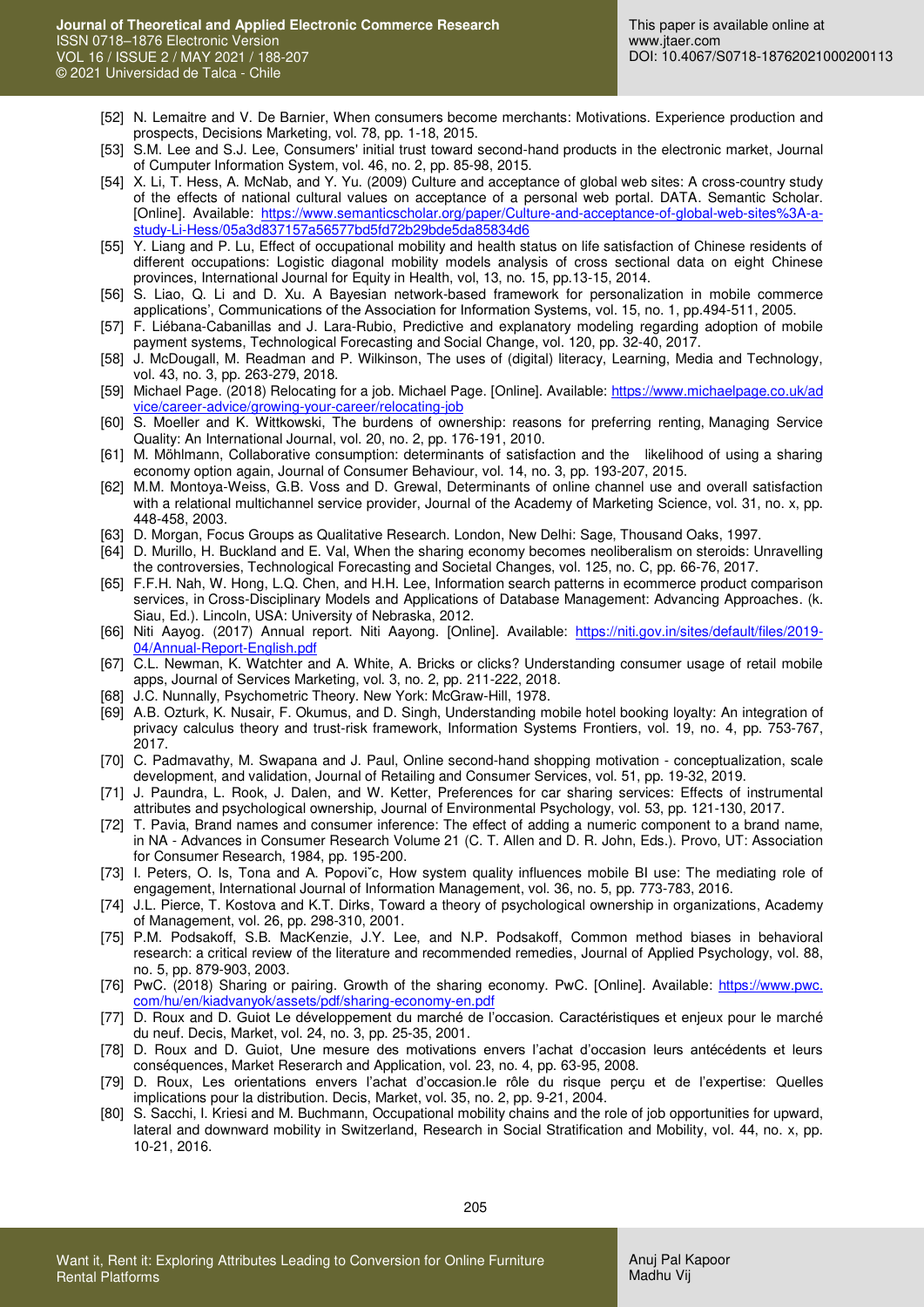[52] N. Lemaitre and V. De Barnier, When consumers become merchants: Motivations. Experience production and prospects, Decisions Marketing, vol. 78, pp. 1-18, 2015.

[53] S.M. Lee and S.J. Lee, Consumers' initial trust toward second-hand products in the electronic market, Journal of Cumputer Information System, vol. 46, no. 2, pp. 85-98, 2015.

[54] X. Li, T. Hess, A. McNab, and Y. Yu. (2009) Culture and acceptance of global web sites: A cross-country study of the effects of national cultural values on acceptance of a personal web portal. DATA. Semantic Scholar. [Online]. Available: https://www.semanticscholar.org/paper/Culture-and-acceptance-of-global-web-sites%3A-a-study-Li-Hess/05a3d837157a56577bd5fd72b29bde5da85834d6

[55] Y. Liang and P. Lu, Effect of occupational mobility and health status on life satisfaction of Chinese residents of different occupations: Logistic diagonal mobility models analysis of cross sectional data on eight Chinese provinces, International Journal for Equity in Health, vol, 13, no. 15, pp.13-15, 2014.

[56] S. Liao, Q. Li and D. Xu. A Bayesian network-based framework for personalization in mobile commerce applications', Communications of the Association for Information Systems, vol. 15, no. 1, pp.494-511, 2005.

[57] F. Liébana-Cabanillas and J. Lara-Rubio, Predictive and explanatory modeling regarding adoption of mobile payment systems, Technological Forecasting and Social Change, vol. 120, pp. 32-40, 2017.

[58] J. McDougall, M. Readman and P. Wilkinson, The uses of (digital) literacy, Learning, Media and Technology, vol. 43, no. 3, pp. 263-279, 2018.

[59] Michael Page. (2018) Relocating for a job. Michael Page. [Online]. Available: https://www.michaelpage.co.uk/advice/career-advice/growing-your-career/relocating-job

[60] S. Moeller and K. Wittkowski, The burdens of ownership: reasons for preferring renting, Managing Service Quality: An International Journal, vol. 20, no. 2, pp. 176-191, 2010.

[61] M. Möhlmann, Collaborative consumption: determinants of satisfaction and the likelihood of using a sharing economy option again, Journal of Consumer Behaviour, vol. 14, no. 3, pp. 193-207, 2015.

[62] M.M. Montoya-Weiss, G.B. Voss and D. Grewal, Determinants of online channel use and overall satisfaction with a relational multichannel service provider, Journal of the Academy of Marketing Science, vol. 31, no. x, pp. 448-458, 2003.

[63] D. Morgan, Focus Groups as Qualitative Research. London, New Delhi: Sage, Thousand Oaks, 1997.

[64] D. Murillo, H. Buckland and E. Val, When the sharing economy becomes neoliberalism on steroids: Unravelling the controversies, Technological Forecasting and Societal Changes, vol. 125, no. C, pp. 66-76, 2017.

[65] F.F.H. Nah, W. Hong, L.Q. Chen, and H.H. Lee, Information search patterns in ecommerce product comparison services, in Cross-Disciplinary Models and Applications of Database Management: Advancing Approaches. (k. Siau, Ed.). Lincoln, USA: University of Nebraska, 2012.

[66] Niti Aayog. (2017) Annual report. Niti Aayong. [Online]. Available: https://niti.gov.in/sites/default/files/2019-04/Annual-Report-English.pdf

[67] C.L. Newman, K. Watchter and A. White, A. Bricks or clicks? Understanding consumer usage of retail mobile apps, Journal of Services Marketing, vol. 3, no. 2, pp. 211-222, 2018.

[68] J.C. Nunnally, Psychometric Theory. New York: McGraw-Hill, 1978.

[69] A.B. Ozturk, K. Nusair, F. Okumus, and D. Singh, Understanding mobile hotel booking loyalty: An integration of privacy calculus theory and trust-risk framework, Information Systems Frontiers, vol. 19, no. 4, pp. 753-767, 2017.

[70] C. Padmavathy, M. Swapana and J. Paul, Online second-hand shopping motivation - conceptualization, scale development, and validation, Journal of Retailing and Consumer Services, vol. 51, pp. 19-32, 2019.

[71] J. Paundra, L. Rook, J. Dalen, and W. Ketter, Preferences for car sharing services: Effects of instrumental attributes and psychological ownership, Journal of Environmental Psychology, vol. 53, pp. 121-130, 2017.

[72] T. Pavia, Brand names and consumer inference: The effect of adding a numeric component to a brand name, in NA - Advances in Consumer Research Volume 21 (C. T. Allen and D. R. John, Eds.). Provo, UT: Association for Consumer Research, 1984, pp. 195-200.

[73] I. Peters, O. Is, Tona and A. Popoviˇc, How system quality influences mobile BI use: The mediating role of engagement, International Journal of Information Management, vol. 36, no. 5, pp. 773-783, 2016.

[74] J.L. Pierce, T. Kostova and K.T. Dirks, Toward a theory of psychological ownership in organizations, Academy of Management, vol. 26, pp. 298-310, 2001.

[75] P.M. Podsakoff, S.B. MacKenzie, J.Y. Lee, and N.P. Podsakoff, Common method biases in behavioral research: a critical review of the literature and recommended remedies, Journal of Applied Psychology, vol. 88, no. 5, pp. 879-903, 2003.

[76] PwC. (2018) Sharing or pairing. Growth of the sharing economy. PwC. [Online]. Available: https://www.pwc.com/hu/en/kiadvanyok/assets/pdf/sharing-economy-en.pdf

[77] D. Roux and D. Guiot Le développement du marché de l'occasion. Caractéristiques et enjeux pour le marché du neuf. Decis, Market, vol. 24, no. 3, pp. 25-35, 2001.

[78] D. Roux and D. Guiot, Une mesure des motivations envers l'achat d'occasion leurs antécédents et leurs conséquences, Market Reserarch and Application, vol. 23, no. 4, pp. 63-95, 2008.

[79] D. Roux, Les orientations envers l'achat d'occasion.le rôle du risque perçu et de l'expertise: Quelles implications pour la distribution. Decis, Market, vol. 35, no. 2, pp. 9-21, 2004.

[80] S. Sacchi, I. Kriesi and M. Buchmann, Occupational mobility chains and the role of job opportunities for upward, lateral and downward mobility in Switzerland, Research in Social Stratification and Mobility, vol. 44, no. x, pp. 10-21, 2016.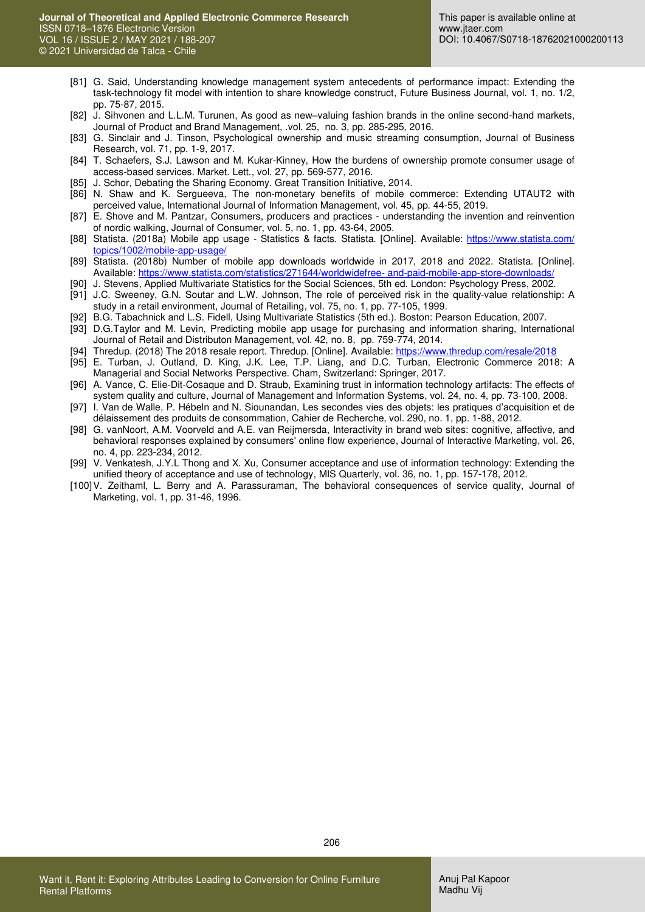[81] G. Said, Understanding knowledge management system antecedents of performance impact: Extending the task-technology fit model with intention to share knowledge construct, Future Business Journal, vol. 1, no. 1/2, pp. 75-87, 2015.

[82] J. Sihvonen and L.L.M. Turunen, As good as new–valuing fashion brands in the online second-hand markets, Journal of Product and Brand Management, .vol. 25, no. 3, pp. 285-295, 2016.

[83] G. Sinclair and J. Tinson, Psychological ownership and music streaming consumption, Journal of Business Research, vol. 71, pp. 1-9, 2017.

[84] T. Schaefers, S.J. Lawson and M. Kukar-Kinney, How the burdens of ownership promote consumer usage of access-based services. Market. Lett., vol. 27, pp. 569-577, 2016.

[85] J. Schor, Debating the Sharing Economy. Great Transition Initiative, 2014.

[86] N. Shaw and K. Sergueeva, The non-monetary benefits of mobile commerce: Extending UTAUT2 with perceived value, International Journal of Information Management, vol. 45, pp. 44-55, 2019.

[87] E. Shove and M. Pantzar, Consumers, producers and practices - understanding the invention and reinvention of nordic walking, Journal of Consumer, vol. 5, no. 1, pp. 43-64, 2005.

[88] Statista. (2018a) Mobile app usage - Statistics & facts. Statista. [Online]. Available: https://www.statista.com/topics/1002/mobile-app-usage/

[89] Statista. (2018b) Number of mobile app downloads worldwide in 2017, 2018 and 2022. Statista. [Online]. Available: https://www.statista.com/statistics/271644/worldwidefree- and-paid-mobile-app-store-downloads/

[90] J. Stevens, Applied Multivariate Statistics for the Social Sciences, 5th ed. London: Psychology Press, 2002.

[91] J.C. Sweeney, G.N. Soutar and L.W. Johnson, The role of perceived risk in the quality-value relationship: A study in a retail environment, Journal of Retailing, vol. 75, no. 1, pp. 77-105, 1999.

[92] B.G. Tabachnick and L.S. Fidell, Using Multivariate Statistics (5th ed.). Boston: Pearson Education, 2007.

[93] D.G.Taylor and M. Levin, Predicting mobile app usage for purchasing and information sharing, International Journal of Retail and Distributon Management, vol. 42, no. 8, pp. 759-774, 2014.

[94] Thredup. (2018) The 2018 resale report. Thredup. [Online]. Available: https://www.thredup.com/resale/2018

[95] E. Turban, J. Outland, D. King, J.K. Lee, T.P. Liang, and D.C. Turban, Electronic Commerce 2018: A Managerial and Social Networks Perspective. Cham, Switzerland: Springer, 2017.

[96] A. Vance, C. Elie-Dit-Cosaque and D. Straub, Examining trust in information technology artifacts: The effects of system quality and culture, Journal of Management and Information Systems, vol. 24, no. 4, pp. 73-100, 2008.

[97] I. Van de Walle, P. Hébeln and N. Siounandan, Les secondes vies des objets: les pratiques d'acquisition et de délaissement des produits de consommation, Cahier de Recherche, vol. 290, no. 1, pp. 1-88, 2012.

[98] G. vanNoort, A.M. Voorveld and A.E. van Reijmersda, Interactivity in brand web sites: cognitive, affective, and behavioral responses explained by consumers' online flow experience, Journal of Interactive Marketing, vol. 26, no. 4, pp. 223-234, 2012.

[99] V. Venkatesh, J.Y.L Thong and X. Xu, Consumer acceptance and use of information technology: Extending the unified theory of acceptance and use of technology, MIS Quarterly, vol. 36, no. 1, pp. 157-178, 2012.

[100] V. Zeithaml, L. Berry and A. Parassuraman, The behavioral consequences of service quality, Journal of Marketing, vol. 1, pp. 31-46, 1996.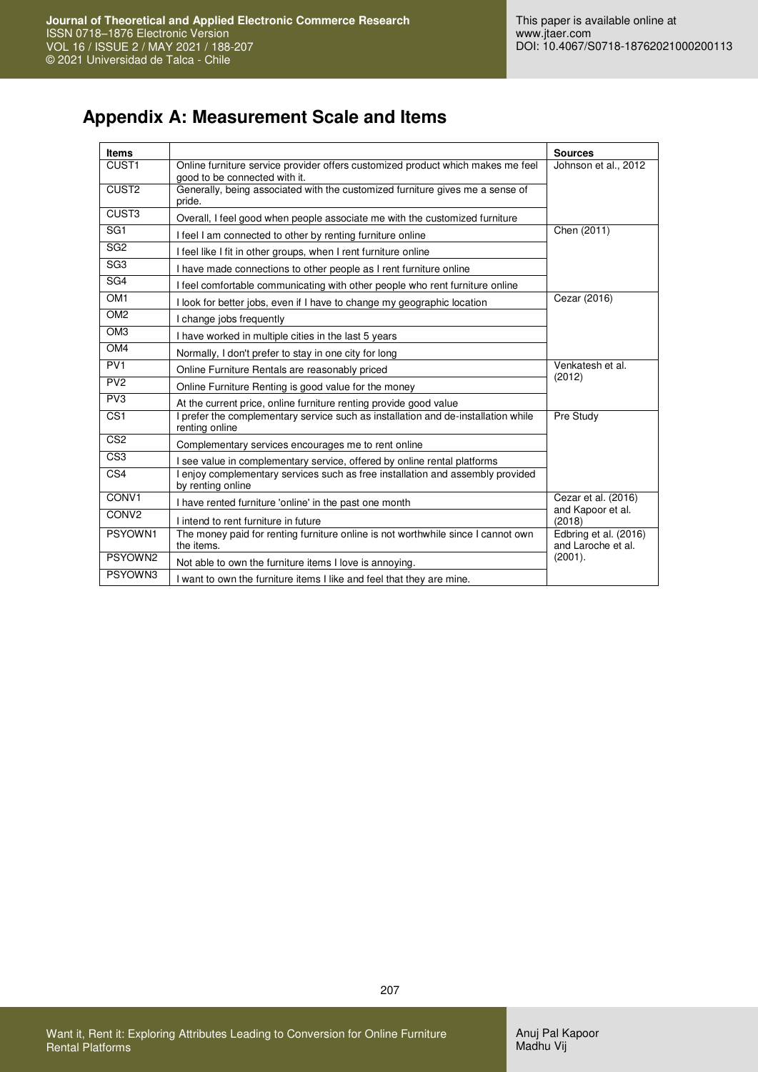## Appendix A: Measurement Scale and Items

| Items | | Sources |
|---|---|---|
| CUST1 | Online furniture service provider offers customized product which makes me feel good to be connected with it. | Johnson et al., 2012 |
| CUST2 | Generally, being associated with the customized furniture gives me a sense of pride. | |
| CUST3 | Overall, I feel good when people associate me with the customized furniture | |
| SG1 | I feel I am connected to other by renting furniture online | Chen (2011) |
| SG2 | I feel like I fit in other groups, when I rent furniture online | |
| SG3 | I have made connections to other people as I rent furniture online | |
| SG4 | I feel comfortable communicating with other people who rent furniture online | |
| OM1 | I look for better jobs, even if I have to change my geographic location | Cezar (2016) |
| OM2 | I change jobs frequently | |
| OM3 | I have worked in multiple cities in the last 5 years | |
| OM4 | Normally, I don't prefer to stay in one city for long | |
| PV1 | Online Furniture Rentals are reasonably priced | Venkatesh et al. (2012) |
| PV2 | Online Furniture Renting is good value for the money | |
| PV3 | At the current price, online furniture renting provide good value | |
| CS1 | I prefer the complementary service such as installation and de-installation while renting online | Pre Study |
| CS2 | Complementary services encourages me to rent online | |
| CS3 | I see value in complementary service, offered by online rental platforms | |
| CS4 | I enjoy complementary services such as free installation and assembly provided by renting online | |
| CONV1 | I have rented furniture 'online' in the past one month | Cezar et al. (2016) and Kapoor et al. (2018) |
| CONV2 | I intend to rent furniture in future | |
| PSYOWN1 | The money paid for renting furniture online is not worthwhile since I cannot own the items. | Edbring et al. (2016) and Laroche et al. (2001). |
| PSYOWN2 | Not able to own the furniture items I love is annoying. | |
| PSYOWN3 | I want to own the furniture items I like and feel that they are mine. | |